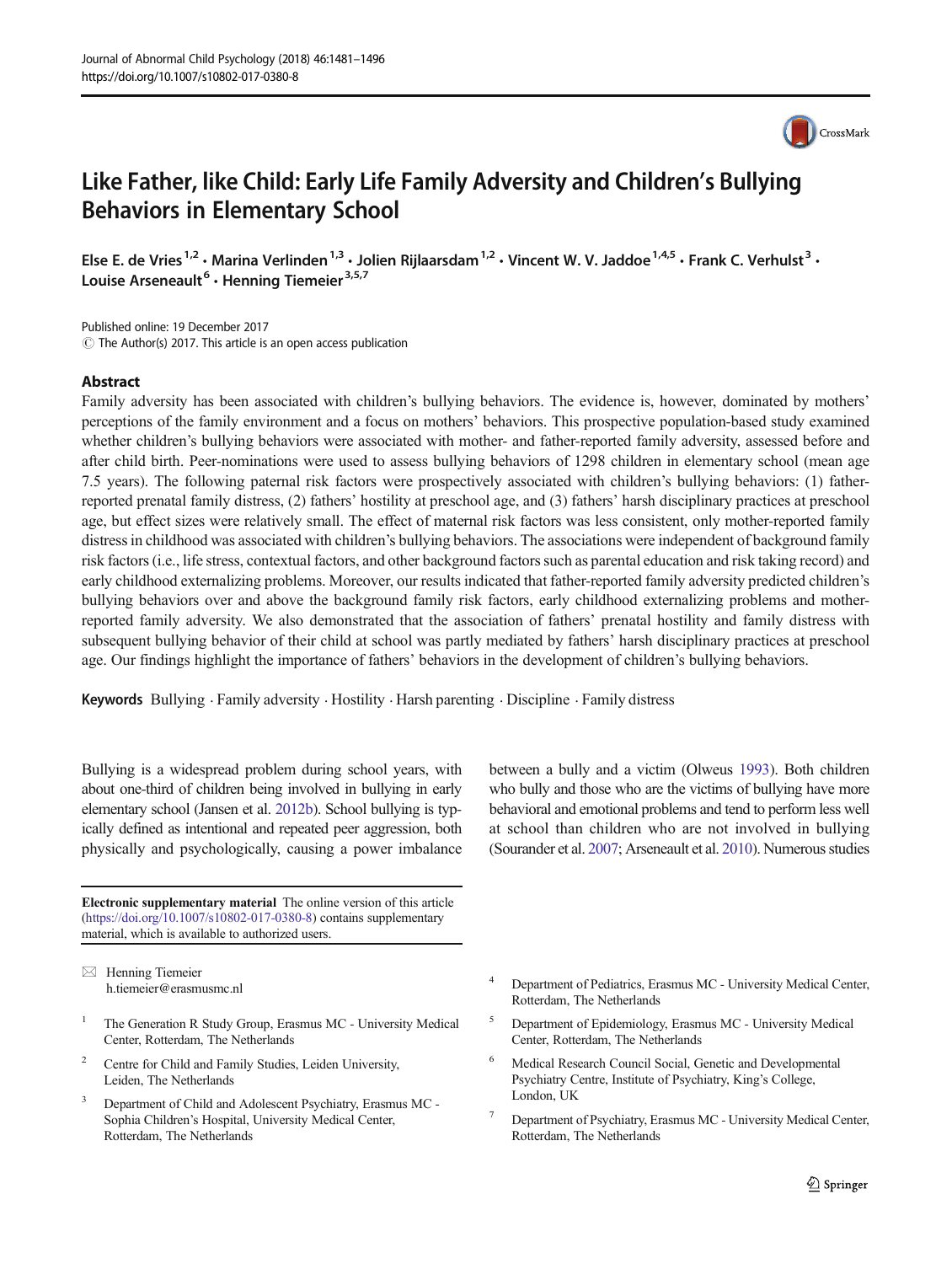# Like Father, like Child: Early Life Family Adversity and Children's Bullying Behaviors in Elementary School

Else E. de Vries[1,2] · Marina Verlinden[1,3] · Jolien Rijlaarsdam[1,2] · Vincent W. V. Jaddoe[1,4,5] · Frank C. Verhulst[3] · Louise Arseneault[6] · Henning Tiemeier[3,5,7]

Published online: 19 December 2017
© The Author(s) 2017. This article is an open access publication

## Abstract

Family adversity has been associated with children's bullying behaviors. The evidence is, however, dominated by mothers' perceptions of the family environment and a focus on mothers' behaviors. This prospective population-based study examined whether children's bullying behaviors were associated with mother- and father-reported family adversity, assessed before and after child birth. Peer-nominations were used to assess bullying behaviors of 1298 children in elementary school (mean age 7.5 years). The following paternal risk factors were prospectively associated with children's bullying behaviors: (1) father-reported prenatal family distress, (2) fathers' hostility at preschool age, and (3) fathers' harsh disciplinary practices at preschool age, but effect sizes were relatively small. The effect of maternal risk factors was less consistent, only mother-reported family distress in childhood was associated with children's bullying behaviors. The associations were independent of background family risk factors (i.e., life stress, contextual factors, and other background factors such as parental education and risk taking record) and early childhood externalizing problems. Moreover, our results indicated that father-reported family adversity predicted children's bullying behaviors over and above the background family risk factors, early childhood externalizing problems and mother-reported family adversity. We also demonstrated that the association of fathers' prenatal hostility and family distress with subsequent bullying behavior of their child at school was partly mediated by fathers' harsh disciplinary practices at preschool age. Our findings highlight the importance of fathers' behaviors in the development of children's bullying behaviors.

**Keywords** Bullying · Family adversity · Hostility · Harsh parenting · Discipline · Family distress

Bullying is a widespread problem during school years, with about one-third of children being involved in bullying in early elementary school (Jansen et al. 2012b). School bullying is typically defined as intentional and repeated peer aggression, both physically and psychologically, causing a power imbalance between a bully and a victim (Olweus 1993). Both children who bully and those who are the victims of bullying have more behavioral and emotional problems and tend to perform less well at school than children who are not involved in bullying (Sourander et al. 2007; Arseneault et al. 2010). Numerous studies

**Electronic supplementary material** The online version of this article (https://doi.org/10.1007/s10802-017-0380-8) contains supplementary material, which is available to authorized users.

✉ Henning Tiemeier
h.tiemeier@erasmusmc.nl

1 The Generation R Study Group, Erasmus MC - University Medical Center, Rotterdam, The Netherlands

2 Centre for Child and Family Studies, Leiden University, Leiden, The Netherlands

3 Department of Child and Adolescent Psychiatry, Erasmus MC - Sophia Children's Hospital, University Medical Center, Rotterdam, The Netherlands

4 Department of Pediatrics, Erasmus MC - University Medical Center, Rotterdam, The Netherlands

5 Department of Epidemiology, Erasmus MC - University Medical Center, Rotterdam, The Netherlands

6 Medical Research Council Social, Genetic and Developmental Psychiatry Centre, Institute of Psychiatry, King's College, London, UK

7 Department of Psychiatry, Erasmus MC - University Medical Center, Rotterdam, The Netherlands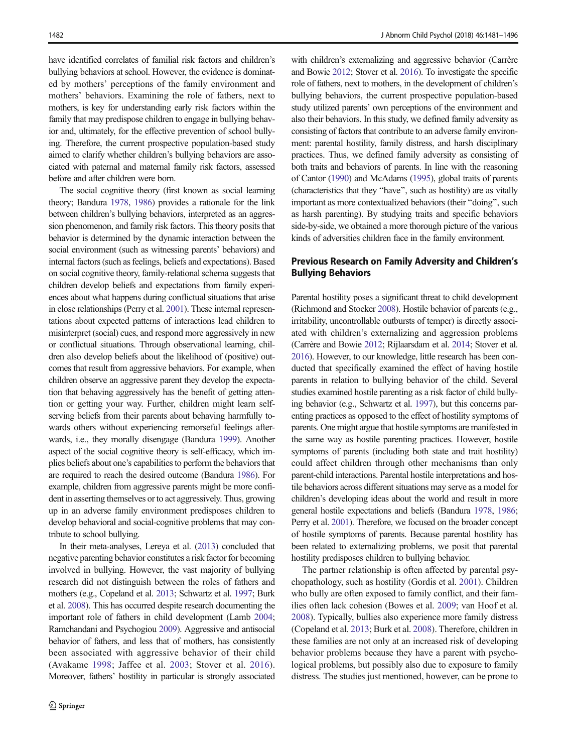have identified correlates of familial risk factors and children's bullying behaviors at school. However, the evidence is dominated by mothers' perceptions of the family environment and mothers' behaviors. Examining the role of fathers, next to mothers, is key for understanding early risk factors within the family that may predispose children to engage in bullying behavior and, ultimately, for the effective prevention of school bullying. Therefore, the current prospective population-based study aimed to clarify whether children's bullying behaviors are associated with paternal and maternal family risk factors, assessed before and after children were born.

The social cognitive theory (first known as social learning theory; Bandura 1978, 1986) provides a rationale for the link between children's bullying behaviors, interpreted as an aggression phenomenon, and family risk factors. This theory posits that behavior is determined by the dynamic interaction between the social environment (such as witnessing parents' behaviors) and internal factors (such as feelings, beliefs and expectations). Based on social cognitive theory, family-relational schema suggests that children develop beliefs and expectations from family experiences about what happens during conflictual situations that arise in close relationships (Perry et al. 2001). These internal representations about expected patterns of interactions lead children to misinterpret (social) cues, and respond more aggressively in new or conflictual situations. Through observational learning, children also develop beliefs about the likelihood of (positive) outcomes that result from aggressive behaviors. For example, when children observe an aggressive parent they develop the expectation that behaving aggressively has the benefit of getting attention or getting your way. Further, children might learn self-serving beliefs from their parents about behaving harmfully towards others without experiencing remorseful feelings afterwards, i.e., they morally disengage (Bandura 1999). Another aspect of the social cognitive theory is self-efficacy, which implies beliefs about one's capabilities to perform the behaviors that are required to reach the desired outcome (Bandura 1986). For example, children from aggressive parents might be more confident in asserting themselves or to act aggressively. Thus, growing up in an adverse family environment predisposes children to develop behavioral and social-cognitive problems that may contribute to school bullying.

In their meta-analyses, Lereya et al. (2013) concluded that negative parenting behavior constitutes a risk factor for becoming involved in bullying. However, the vast majority of bullying research did not distinguish between the roles of fathers and mothers (e.g., Copeland et al. 2013; Schwartz et al. 1997; Burk et al. 2008). This has occurred despite research documenting the important role of fathers in child development (Lamb 2004; Ramchandani and Psychogiou 2009). Aggressive and antisocial behavior of fathers, and less that of mothers, has consistently been associated with aggressive behavior of their child (Avakame 1998; Jaffee et al. 2003; Stover et al. 2016). Moreover, fathers' hostility in particular is strongly associated with children's externalizing and aggressive behavior (Carrère and Bowie 2012; Stover et al. 2016). To investigate the specific role of fathers, next to mothers, in the development of children's bullying behaviors, the current prospective population-based study utilized parents' own perceptions of the environment and also their behaviors. In this study, we defined family adversity as consisting of factors that contribute to an adverse family environment: parental hostility, family distress, and harsh disciplinary practices. Thus, we defined family adversity as consisting of both traits and behaviors of parents. In line with the reasoning of Cantor (1990) and McAdams (1995), global traits of parents (characteristics that they "have", such as hostility) are as vitally important as more contextualized behaviors (their "doing", such as harsh parenting). By studying traits and specific behaviors side-by-side, we obtained a more thorough picture of the various kinds of adversities children face in the family environment.

## Previous Research on Family Adversity and Children's Bullying Behaviors

Parental hostility poses a significant threat to child development (Richmond and Stocker 2008). Hostile behavior of parents (e.g., irritability, uncontrollable outbursts of temper) is directly associated with children's externalizing and aggression problems (Carrère and Bowie 2012; Rijlaarsdam et al. 2014; Stover et al. 2016). However, to our knowledge, little research has been conducted that specifically examined the effect of having hostile parents in relation to bullying behavior of the child. Several studies examined hostile parenting as a risk factor of child bullying behavior (e.g., Schwartz et al. 1997), but this concerns parenting practices as opposed to the effect of hostility symptoms of parents. One might argue that hostile symptoms are manifested in the same way as hostile parenting practices. However, hostile symptoms of parents (including both state and trait hostility) could affect children through other mechanisms than only parent-child interactions. Parental hostile interpretations and hostile behaviors across different situations may serve as a model for children's developing ideas about the world and result in more general hostile expectations and beliefs (Bandura 1978, 1986; Perry et al. 2001). Therefore, we focused on the broader concept of hostile symptoms of parents. Because parental hostility has been related to externalizing problems, we posit that parental hostility predisposes children to bullying behavior.

The partner relationship is often affected by parental psychopathology, such as hostility (Gordis et al. 2001). Children who bully are often exposed to family conflict, and their families often lack cohesion (Bowes et al. 2009; van Hoof et al. 2008). Typically, bullies also experience more family distress (Copeland et al. 2013; Burk et al. 2008). Therefore, children in these families are not only at an increased risk of developing behavior problems because they have a parent with psychological problems, but possibly also due to exposure to family distress. The studies just mentioned, however, can be prone to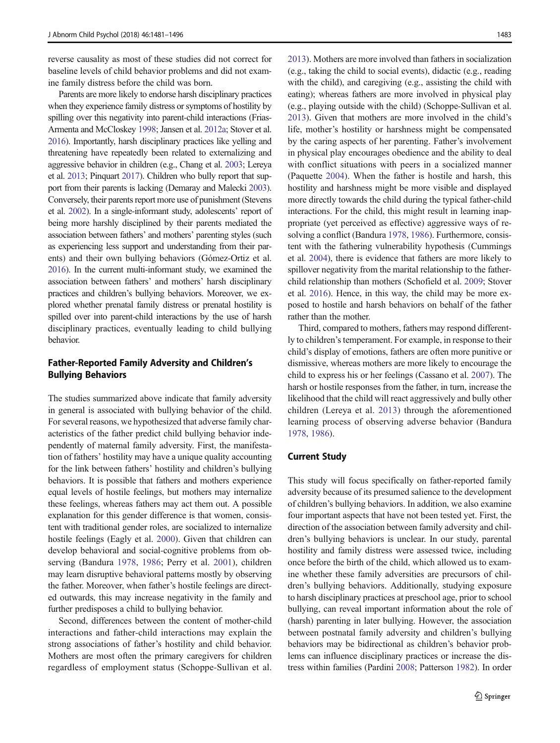reverse causality as most of these studies did not correct for baseline levels of child behavior problems and did not examine family distress before the child was born.

Parents are more likely to endorse harsh disciplinary practices when they experience family distress or symptoms of hostility by spilling over this negativity into parent-child interactions (Frias-Armenta and McCloskey 1998; Jansen et al. 2012a; Stover et al. 2016). Importantly, harsh disciplinary practices like yelling and threatening have repeatedly been related to externalizing and aggressive behavior in children (e.g., Chang et al. 2003; Lereya et al. 2013; Pinquart 2017). Children who bully report that support from their parents is lacking (Demaray and Malecki 2003). Conversely, their parents report more use of punishment (Stevens et al. 2002). In a single-informant study, adolescents' report of being more harshly disciplined by their parents mediated the association between fathers' and mothers' parenting styles (such as experiencing less support and understanding from their parents) and their own bullying behaviors (Gómez-Ortiz et al. 2016). In the current multi-informant study, we examined the association between fathers' and mothers' harsh disciplinary practices and children's bullying behaviors. Moreover, we explored whether prenatal family distress or prenatal hostility is spilled over into parent-child interactions by the use of harsh disciplinary practices, eventually leading to child bullying behavior.

## Father-Reported Family Adversity and Children's Bullying Behaviors

The studies summarized above indicate that family adversity in general is associated with bullying behavior of the child. For several reasons, we hypothesized that adverse family characteristics of the father predict child bullying behavior independently of maternal family adversity. First, the manifestation of fathers' hostility may have a unique quality accounting for the link between fathers' hostility and children's bullying behaviors. It is possible that fathers and mothers experience equal levels of hostile feelings, but mothers may internalize these feelings, whereas fathers may act them out. A possible explanation for this gender difference is that women, consistent with traditional gender roles, are socialized to internalize hostile feelings (Eagly et al. 2000). Given that children can develop behavioral and social-cognitive problems from observing (Bandura 1978, 1986; Perry et al. 2001), children may learn disruptive behavioral patterns mostly by observing the father. Moreover, when father's hostile feelings are directed outwards, this may increase negativity in the family and further predisposes a child to bullying behavior.

Second, differences between the content of mother-child interactions and father-child interactions may explain the strong associations of father's hostility and child behavior. Mothers are most often the primary caregivers for children regardless of employment status (Schoppe-Sullivan et al. 2013). Mothers are more involved than fathers in socialization (e.g., taking the child to social events), didactic (e.g., reading with the child), and caregiving (e.g., assisting the child with eating); whereas fathers are more involved in physical play (e.g., playing outside with the child) (Schoppe-Sullivan et al. 2013). Given that mothers are more involved in the child's life, mother's hostility or harshness might be compensated by the caring aspects of her parenting. Father's involvement in physical play encourages obedience and the ability to deal with conflict situations with peers in a socialized manner (Paquette 2004). When the father is hostile and harsh, this hostility and harshness might be more visible and displayed more directly towards the child during the typical father-child interactions. For the child, this might result in learning inappropriate (yet perceived as effective) aggressive ways of resolving a conflict (Bandura 1978, 1986). Furthermore, consistent with the fathering vulnerability hypothesis (Cummings et al. 2004), there is evidence that fathers are more likely to spillover negativity from the marital relationship to the father-child relationship than mothers (Schofield et al. 2009; Stover et al. 2016). Hence, in this way, the child may be more exposed to hostile and harsh behaviors on behalf of the father rather than the mother.

Third, compared to mothers, fathers may respond differently to children's temperament. For example, in response to their child's display of emotions, fathers are often more punitive or dismissive, whereas mothers are more likely to encourage the child to express his or her feelings (Cassano et al. 2007). The harsh or hostile responses from the father, in turn, increase the likelihood that the child will react aggressively and bully other children (Lereya et al. 2013) through the aforementioned learning process of observing adverse behavior (Bandura 1978, 1986).

## Current Study

This study will focus specifically on father-reported family adversity because of its presumed salience to the development of children's bullying behaviors. In addition, we also examine four important aspects that have not been tested yet. First, the direction of the association between family adversity and children's bullying behaviors is unclear. In our study, parental hostility and family distress were assessed twice, including once before the birth of the child, which allowed us to examine whether these family adversities are precursors of children's bullying behaviors. Additionally, studying exposure to harsh disciplinary practices at preschool age, prior to school bullying, can reveal important information about the role of (harsh) parenting in later bullying. However, the association between postnatal family adversity and children's bullying behaviors may be bidirectional as children's behavior problems can influence disciplinary practices or increase the distress within families (Pardini 2008; Patterson 1982). In order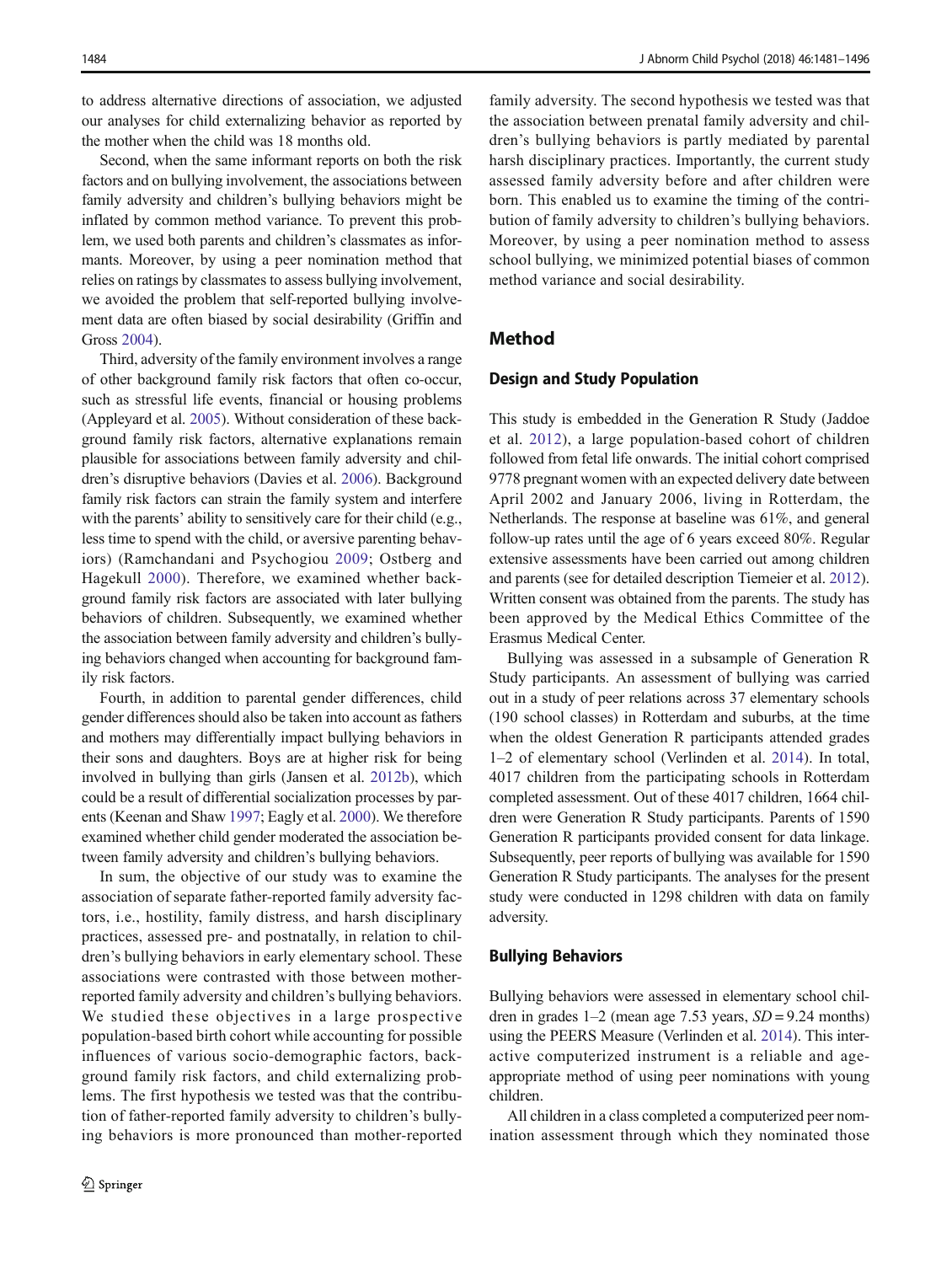to address alternative directions of association, we adjusted our analyses for child externalizing behavior as reported by the mother when the child was 18 months old.

Second, when the same informant reports on both the risk factors and on bullying involvement, the associations between family adversity and children's bullying behaviors might be inflated by common method variance. To prevent this problem, we used both parents and children's classmates as informants. Moreover, by using a peer nomination method that relies on ratings by classmates to assess bullying involvement, we avoided the problem that self-reported bullying involvement data are often biased by social desirability (Griffin and Gross 2004).

Third, adversity of the family environment involves a range of other background family risk factors that often co-occur, such as stressful life events, financial or housing problems (Appleyard et al. 2005). Without consideration of these background family risk factors, alternative explanations remain plausible for associations between family adversity and children's disruptive behaviors (Davies et al. 2006). Background family risk factors can strain the family system and interfere with the parents' ability to sensitively care for their child (e.g., less time to spend with the child, or aversive parenting behaviors) (Ramchandani and Psychogiou 2009; Ostberg and Hagekull 2000). Therefore, we examined whether background family risk factors are associated with later bullying behaviors of children. Subsequently, we examined whether the association between family adversity and children's bullying behaviors changed when accounting for background family risk factors.

Fourth, in addition to parental gender differences, child gender differences should also be taken into account as fathers and mothers may differentially impact bullying behaviors in their sons and daughters. Boys are at higher risk for being involved in bullying than girls (Jansen et al. 2012b), which could be a result of differential socialization processes by parents (Keenan and Shaw 1997; Eagly et al. 2000). We therefore examined whether child gender moderated the association between family adversity and children's bullying behaviors.

In sum, the objective of our study was to examine the association of separate father-reported family adversity factors, i.e., hostility, family distress, and harsh disciplinary practices, assessed pre- and postnatally, in relation to children's bullying behaviors in early elementary school. These associations were contrasted with those between mother-reported family adversity and children's bullying behaviors. We studied these objectives in a large prospective population-based birth cohort while accounting for possible influences of various socio-demographic factors, background family risk factors, and child externalizing problems. The first hypothesis we tested was that the contribution of father-reported family adversity to children's bullying behaviors is more pronounced than mother-reported family adversity. The second hypothesis we tested was that the association between prenatal family adversity and children's bullying behaviors is partly mediated by parental harsh disciplinary practices. Importantly, the current study assessed family adversity before and after children were born. This enabled us to examine the timing of the contribution of family adversity to children's bullying behaviors. Moreover, by using a peer nomination method to assess school bullying, we minimized potential biases of common method variance and social desirability.

## Method

### Design and Study Population

This study is embedded in the Generation R Study (Jaddoe et al. 2012), a large population-based cohort of children followed from fetal life onwards. The initial cohort comprised 9778 pregnant women with an expected delivery date between April 2002 and January 2006, living in Rotterdam, the Netherlands. The response at baseline was 61%, and general follow-up rates until the age of 6 years exceed 80%. Regular extensive assessments have been carried out among children and parents (see for detailed description Tiemeier et al. 2012). Written consent was obtained from the parents. The study has been approved by the Medical Ethics Committee of the Erasmus Medical Center.

Bullying was assessed in a subsample of Generation R Study participants. An assessment of bullying was carried out in a study of peer relations across 37 elementary schools (190 school classes) in Rotterdam and suburbs, at the time when the oldest Generation R participants attended grades 1–2 of elementary school (Verlinden et al. 2014). In total, 4017 children from the participating schools in Rotterdam completed assessment. Out of these 4017 children, 1664 children were Generation R Study participants. Parents of 1590 Generation R participants provided consent for data linkage. Subsequently, peer reports of bullying was available for 1590 Generation R Study participants. The analyses for the present study were conducted in 1298 children with data on family adversity.

### Bullying Behaviors

Bullying behaviors were assessed in elementary school children in grades 1–2 (mean age 7.53 years, $SD = 9.24$ months) using the PEERS Measure (Verlinden et al. 2014). This interactive computerized instrument is a reliable and age-appropriate method of using peer nominations with young children.

All children in a class completed a computerized peer nomination assessment through which they nominated those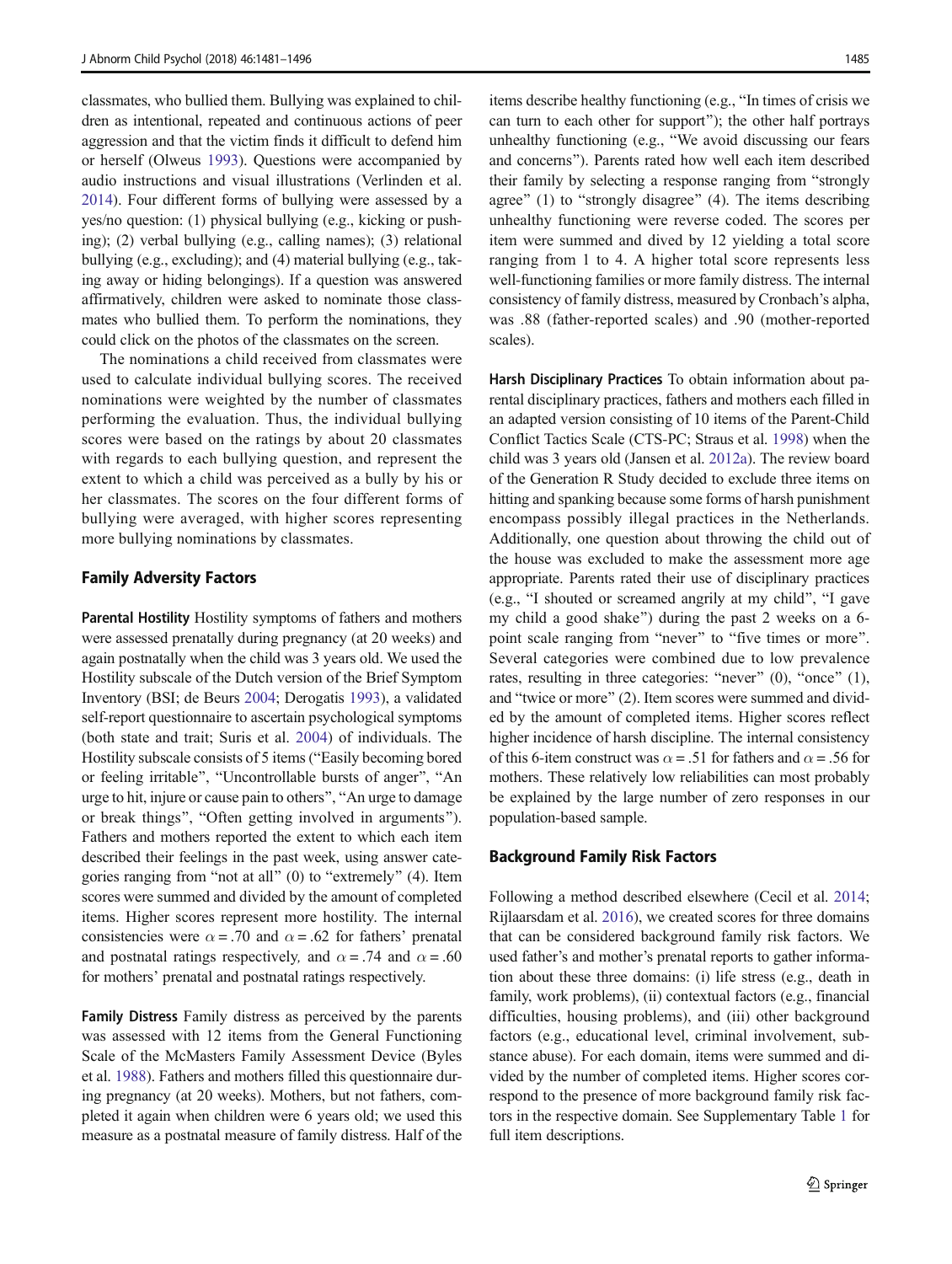classmates, who bullied them. Bullying was explained to children as intentional, repeated and continuous actions of peer aggression and that the victim finds it difficult to defend him or herself (Olweus 1993). Questions were accompanied by audio instructions and visual illustrations (Verlinden et al. 2014). Four different forms of bullying were assessed by a yes/no question: (1) physical bullying (e.g., kicking or pushing); (2) verbal bullying (e.g., calling names); (3) relational bullying (e.g., excluding); and (4) material bullying (e.g., taking away or hiding belongings). If a question was answered affirmatively, children were asked to nominate those classmates who bullied them. To perform the nominations, they could click on the photos of the classmates on the screen.

The nominations a child received from classmates were used to calculate individual bullying scores. The received nominations were weighted by the number of classmates performing the evaluation. Thus, the individual bullying scores were based on the ratings by about 20 classmates with regards to each bullying question, and represent the extent to which a child was perceived as a bully by his or her classmates. The scores on the four different forms of bullying were averaged, with higher scores representing more bullying nominations by classmates.

## Family Adversity Factors

**Parental Hostility** Hostility symptoms of fathers and mothers were assessed prenatally during pregnancy (at 20 weeks) and again postnatally when the child was 3 years old. We used the Hostility subscale of the Dutch version of the Brief Symptom Inventory (BSI; de Beurs 2004; Derogatis 1993), a validated self-report questionnaire to ascertain psychological symptoms (both state and trait; Suris et al. 2004) of individuals. The Hostility subscale consists of 5 items ("Easily becoming bored or feeling irritable", "Uncontrollable bursts of anger", "An urge to hit, injure or cause pain to others", "An urge to damage or break things", "Often getting involved in arguments"). Fathers and mothers reported the extent to which each item described their feelings in the past week, using answer categories ranging from "not at all" (0) to "extremely" (4). Item scores were summed and divided by the amount of completed items. Higher scores represent more hostility. The internal consistencies were $\alpha = .70$ and $\alpha = .62$ for fathers' prenatal and postnatal ratings respectively, and $\alpha = .74$ and $\alpha = .60$ for mothers' prenatal and postnatal ratings respectively.

**Family Distress** Family distress as perceived by the parents was assessed with 12 items from the General Functioning Scale of the McMasters Family Assessment Device (Byles et al. 1988). Fathers and mothers filled this questionnaire during pregnancy (at 20 weeks). Mothers, but not fathers, completed it again when children were 6 years old; we used this measure as a postnatal measure of family distress. Half of the items describe healthy functioning (e.g., "In times of crisis we can turn to each other for support"); the other half portrays unhealthy functioning (e.g., "We avoid discussing our fears and concerns"). Parents rated how well each item described their family by selecting a response ranging from "strongly agree" (1) to "strongly disagree" (4). The items describing unhealthy functioning were reverse coded. The scores per item were summed and dived by 12 yielding a total score ranging from 1 to 4. A higher total score represents less well-functioning families or more family distress. The internal consistency of family distress, measured by Cronbach's alpha, was .88 (father-reported scales) and .90 (mother-reported scales).

**Harsh Disciplinary Practices** To obtain information about parental disciplinary practices, fathers and mothers each filled in an adapted version consisting of 10 items of the Parent-Child Conflict Tactics Scale (CTS-PC; Straus et al. 1998) when the child was 3 years old (Jansen et al. 2012a). The review board of the Generation R Study decided to exclude three items on hitting and spanking because some forms of harsh punishment encompass possibly illegal practices in the Netherlands. Additionally, one question about throwing the child out of the house was excluded to make the assessment more age appropriate. Parents rated their use of disciplinary practices (e.g., "I shouted or screamed angrily at my child", "I gave my child a good shake") during the past 2 weeks on a 6-point scale ranging from "never" to "five times or more". Several categories were combined due to low prevalence rates, resulting in three categories: "never" (0), "once" (1), and "twice or more" (2). Item scores were summed and divided by the amount of completed items. Higher scores reflect higher incidence of harsh discipline. The internal consistency of this 6-item construct was $\alpha = .51$ for fathers and $\alpha = .56$ for mothers. These relatively low reliabilities can most probably be explained by the large number of zero responses in our population-based sample.

## Background Family Risk Factors

Following a method described elsewhere (Cecil et al. 2014; Rijlaarsdam et al. 2016), we created scores for three domains that can be considered background family risk factors. We used father's and mother's prenatal reports to gather information about these three domains: (i) life stress (e.g., death in family, work problems), (ii) contextual factors (e.g., financial difficulties, housing problems), and (iii) other background factors (e.g., educational level, criminal involvement, substance abuse). For each domain, items were summed and divided by the number of completed items. Higher scores correspond to the presence of more background family risk factors in the respective domain. See Supplementary Table 1 for full item descriptions.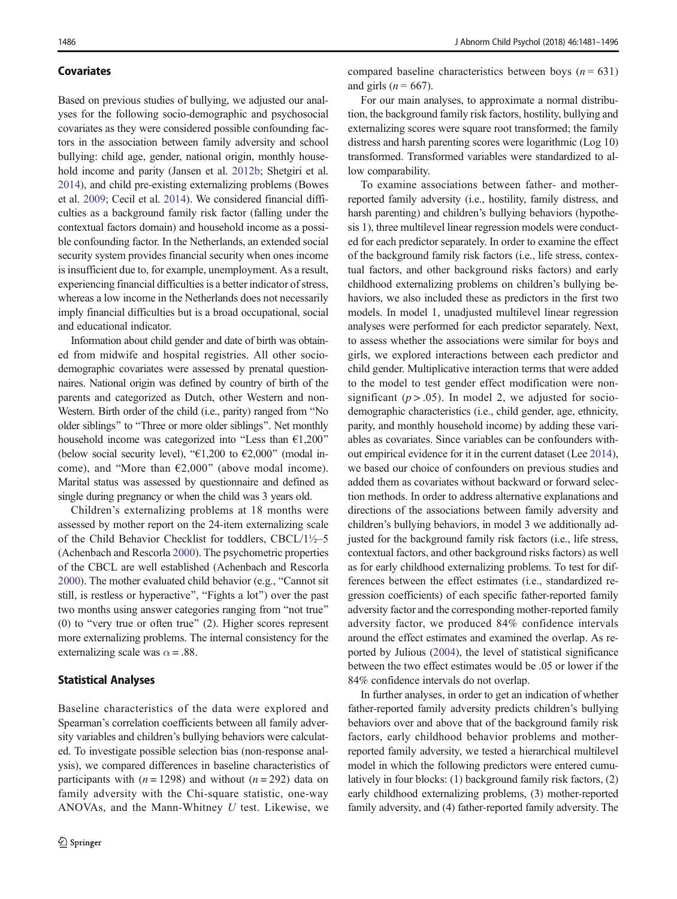### Covariates

Based on previous studies of bullying, we adjusted our analyses for the following socio-demographic and psychosocial covariates as they were considered possible confounding factors in the association between family adversity and school bullying: child age, gender, national origin, monthly household income and parity (Jansen et al. 2012b; Shetgiri et al. 2014), and child pre-existing externalizing problems (Bowes et al. 2009; Cecil et al. 2014). We considered financial difficulties as a background family risk factor (falling under the contextual factors domain) and household income as a possible confounding factor. In the Netherlands, an extended social security system provides financial security when ones income is insufficient due to, for example, unemployment. As a result, experiencing financial difficulties is a better indicator of stress, whereas a low income in the Netherlands does not necessarily imply financial difficulties but is a broad occupational, social and educational indicator.

Information about child gender and date of birth was obtained from midwife and hospital registries. All other socio-demographic covariates were assessed by prenatal questionnaires. National origin was defined by country of birth of the parents and categorized as Dutch, other Western and non-Western. Birth order of the child (i.e., parity) ranged from "No older siblings" to "Three or more older siblings". Net monthly household income was categorized into "Less than €1,200" (below social security level), "€1,200 to €2,000" (modal income), and "More than €2,000" (above modal income). Marital status was assessed by questionnaire and defined as single during pregnancy or when the child was 3 years old.

Children's externalizing problems at 18 months were assessed by mother report on the 24-item externalizing scale of the Child Behavior Checklist for toddlers, CBCL/1½–5 (Achenbach and Rescorla 2000). The psychometric properties of the CBCL are well established (Achenbach and Rescorla 2000). The mother evaluated child behavior (e.g., "Cannot sit still, is restless or hyperactive", "Fights a lot") over the past two months using answer categories ranging from "not true" (0) to "very true or often true" (2). Higher scores represent more externalizing problems. The internal consistency for the externalizing scale was $\alpha = .88$.

### Statistical Analyses

Baseline characteristics of the data were explored and Spearman's correlation coefficients between all family adversity variables and children's bullying behaviors were calculated. To investigate possible selection bias (non-response analysis), we compared differences in baseline characteristics of participants with ($n = 1298$) and without ($n = 292$) data on family adversity with the Chi-square statistic, one-way ANOVAs, and the Mann-Whitney $U$ test. Likewise, we compared baseline characteristics between boys ($n = 631$) and girls ($n = 667$).

For our main analyses, to approximate a normal distribution, the background family risk factors, hostility, bullying and externalizing scores were square root transformed; the family distress and harsh parenting scores were logarithmic (Log 10) transformed. Transformed variables were standardized to allow comparability.

To examine associations between father- and mother-reported family adversity (i.e., hostility, family distress, and harsh parenting) and children's bullying behaviors (hypothesis 1), three multilevel linear regression models were conducted for each predictor separately. In order to examine the effect of the background family risk factors (i.e., life stress, contextual factors, and other background risks factors) and early childhood externalizing problems on children's bullying behaviors, we also included these as predictors in the first two models. In model 1, unadjusted multilevel linear regression analyses were performed for each predictor separately. Next, to assess whether the associations were similar for boys and girls, we explored interactions between each predictor and child gender. Multiplicative interaction terms that were added to the model to test gender effect modification were non-significant ($p > .05$). In model 2, we adjusted for socio-demographic characteristics (i.e., child gender, age, ethnicity, parity, and monthly household income) by adding these variables as covariates. Since variables can be confounders without empirical evidence for it in the current dataset (Lee 2014), we based our choice of confounders on previous studies and added them as covariates without backward or forward selection methods. In order to address alternative explanations and directions of the associations between family adversity and children's bullying behaviors, in model 3 we additionally adjusted for the background family risk factors (i.e., life stress, contextual factors, and other background risks factors) as well as for early childhood externalizing problems. To test for differences between the effect estimates (i.e., standardized regression coefficients) of each specific father-reported family adversity factor and the corresponding mother-reported family adversity factor, we produced 84% confidence intervals around the effect estimates and examined the overlap. As reported by Julious (2004), the level of statistical significance between the two effect estimates would be .05 or lower if the 84% confidence intervals do not overlap.

In further analyses, in order to get an indication of whether father-reported family adversity predicts children's bullying behaviors over and above that of the background family risk factors, early childhood behavior problems and mother-reported family adversity, we tested a hierarchical multilevel model in which the following predictors were entered cumulatively in four blocks: (1) background family risk factors, (2) early childhood externalizing problems, (3) mother-reported family adversity, and (4) father-reported family adversity. The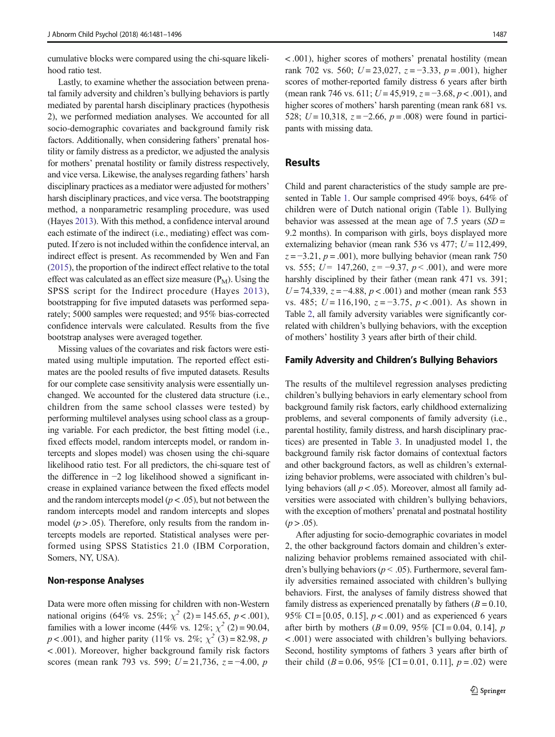cumulative blocks were compared using the chi-square likelihood ratio test.

Lastly, to examine whether the association between prenatal family adversity and children's bullying behaviors is partly mediated by parental harsh disciplinary practices (hypothesis 2), we performed mediation analyses. We accounted for all socio-demographic covariates and background family risk factors. Additionally, when considering fathers' prenatal hostility or family distress as a predictor, we adjusted the analysis for mothers' prenatal hostility or family distress respectively, and vice versa. Likewise, the analyses regarding fathers' harsh disciplinary practices as a mediator were adjusted for mothers' harsh disciplinary practices, and vice versa. The bootstrapping method, a nonparametric resampling procedure, was used (Hayes 2013). With this method, a confidence interval around each estimate of the indirect (i.e., mediating) effect was computed. If zero is not included within the confidence interval, an indirect effect is present. As recommended by Wen and Fan (2015), the proportion of the indirect effect relative to the total effect was calculated as an effect size measure ($P_M$). Using the SPSS script for the Indirect procedure (Hayes 2013), bootstrapping for five imputed datasets was performed separately; 5000 samples were requested; and 95% bias-corrected confidence intervals were calculated. Results from the five bootstrap analyses were averaged together.

Missing values of the covariates and risk factors were estimated using multiple imputation. The reported effect estimates are the pooled results of five imputed datasets. Results for our complete case sensitivity analysis were essentially unchanged. We accounted for the clustered data structure (i.e., children from the same school classes were tested) by performing multilevel analyses using school class as a grouping variable. For each predictor, the best fitting model (i.e., fixed effects model, random intercepts model, or random intercepts and slopes model) was chosen using the chi-square likelihood ratio test. For all predictors, the chi-square test of the difference in −2 log likelihood showed a significant increase in explained variance between the fixed effects model and the random intercepts model ($p < .05$), but not between the random intercepts model and random intercepts and slopes model ($p > .05$). Therefore, only results from the random intercepts models are reported. Statistical analyses were performed using SPSS Statistics 21.0 (IBM Corporation, Somers, NY, USA).

### Non-response Analyses

Data were more often missing for children with non-Western national origins (64% vs. 25%; $\chi^2$ (2) = 145.65, $p < .001$), families with a lower income (44% vs. 12%; $\chi^2$ (2) = 90.04, $p < .001$), and higher parity (11% vs. 2%; $\chi^2$ (3) = 82.98, $p < .001$). Moreover, higher background family risk factors scores (mean rank 793 vs. 599; $U = 21{,}736$, $z = -4.00$, $p < .001$), higher scores of mothers' prenatal hostility (mean rank 702 vs. 560; $U = 23{,}027$, $z = -3.33$, $p = .001$), higher scores of mother-reported family distress 6 years after birth (mean rank 746 vs. 611; $U = 45{,}919$, $z = -3.68$, $p < .001$), and higher scores of mothers' harsh parenting (mean rank 681 vs. 528; $U = 10{,}318$, $z = -2.66$, $p = .008$) were found in participants with missing data.

## Results

Child and parent characteristics of the study sample are presented in Table 1. Our sample comprised 49% boys, 64% of children were of Dutch national origin (Table 1). Bullying behavior was assessed at the mean age of 7.5 years ($SD$ = 9.2 months). In comparison with girls, boys displayed more externalizing behavior (mean rank 536 vs 477; $U = 112{,}499$, $z = -3.21$, $p = .001$), more bullying behavior (mean rank 750 vs. 555; $U = 147{,}260$, $z = -9.37$, $p < .001$), and were more harshly disciplined by their father (mean rank 471 vs. 391; $U = 74{,}339$, $z = -4.88$, $p < .001$) and mother (mean rank 553 vs. 485; $U = 116{,}190$, $z = -3.75$, $p < .001$). As shown in Table 2, all family adversity variables were significantly correlated with children's bullying behaviors, with the exception of mothers' hostility 3 years after birth of their child.

### Family Adversity and Children's Bullying Behaviors

The results of the multilevel regression analyses predicting children's bullying behaviors in early elementary school from background family risk factors, early childhood externalizing problems, and several components of family adversity (i.e., parental hostility, family distress, and harsh disciplinary practices) are presented in Table 3. In unadjusted model 1, the background family risk factor domains of contextual factors and other background factors, as well as children's externalizing behavior problems, were associated with children's bullying behaviors (all $p < .05$). Moreover, almost all family adversities were associated with children's bullying behaviors, with the exception of mothers' prenatal and postnatal hostility ($p > .05$).

After adjusting for socio-demographic covariates in model 2, the other background factors domain and children's externalizing behavior problems remained associated with children's bullying behaviors ($p < .05$). Furthermore, several family adversities remained associated with children's bullying behaviors. First, the analyses of family distress showed that family distress as experienced prenatally by fathers ($B = 0.10$, 95% CI = [0.05, 0.15], $p < .001$) and as experienced 6 years after birth by mothers ($B = 0.09$, 95% [CI = 0.04, 0.14], $p < .001$) were associated with children's bullying behaviors. Second, hostility symptoms of fathers 3 years after birth of their child ($B = 0.06$, 95% [CI = 0.01, 0.11], $p = .02$) were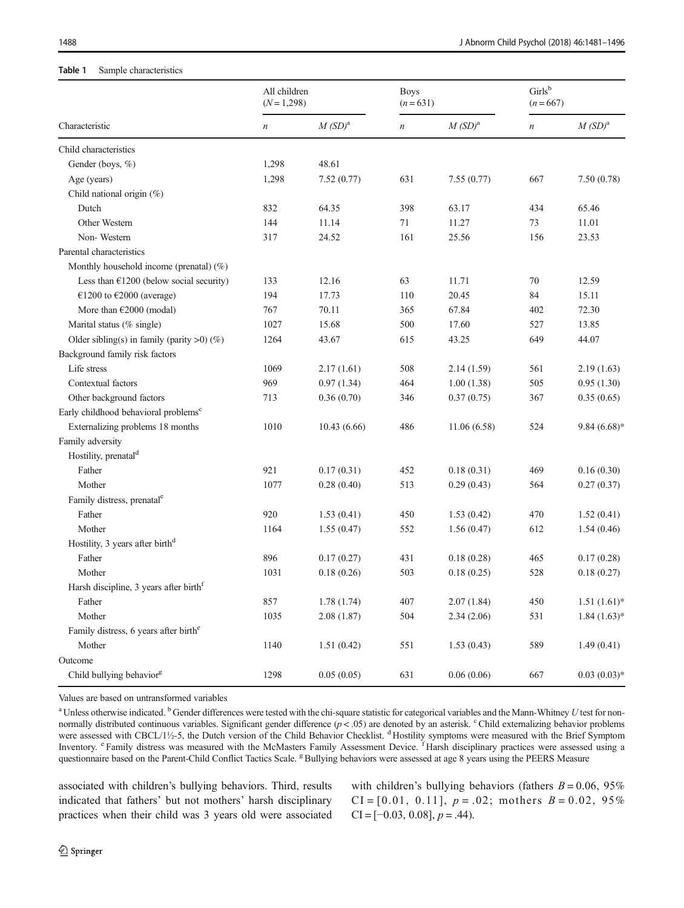**Table 1** Sample characteristics

| Characteristic | All children ($N = 1,298$) | | Boys ($n = 631$) | | Girls[b] ($n = 667$) | |
|---|---|---|---|---|---|---|
| | $n$ | $M$ ($SD$)[a] | $n$ | $M$ ($SD$)[a] | $n$ | $M$ ($SD$)[a] |
| Child characteristics | | | | | | |
| Gender (boys, %) | 1,298 | 48.61 | | | | |
| Age (years) | 1,298 | 7.52 (0.77) | 631 | 7.55 (0.77) | 667 | 7.50 (0.78) |
| Child national origin (%) | | | | | | |
| Dutch | 832 | 64.35 | 398 | 63.17 | 434 | 65.46 |
| Other Western | 144 | 11.14 | 71 | 11.27 | 73 | 11.01 |
| Non- Western | 317 | 24.52 | 161 | 25.56 | 156 | 23.53 |
| Parental characteristics | | | | | | |
| Monthly household income (prenatal) (%) | | | | | | |
| Less than €1200 (below social security) | 133 | 12.16 | 63 | 11.71 | 70 | 12.59 |
| €1200 to €2000 (average) | 194 | 17.73 | 110 | 20.45 | 84 | 15.11 |
| More than €2000 (modal) | 767 | 70.11 | 365 | 67.84 | 402 | 72.30 |
| Marital status (% single) | 1027 | 15.68 | 500 | 17.60 | 527 | 13.85 |
| Older sibling(s) in family (parity >0) (%) | 1264 | 43.67 | 615 | 43.25 | 649 | 44.07 |
| Background family risk factors | | | | | | |
| Life stress | 1069 | 2.17 (1.61) | 508 | 2.14 (1.59) | 561 | 2.19 (1.63) |
| Contextual factors | 969 | 0.97 (1.34) | 464 | 1.00 (1.38) | 505 | 0.95 (1.30) |
| Other background factors | 713 | 0.36 (0.70) | 346 | 0.37 (0.75) | 367 | 0.35 (0.65) |
| Early childhood behavioral problems[c] | | | | | | |
| Externalizing problems 18 months | 1010 | 10.43 (6.66) | 486 | 11.06 (6.58) | 524 | 9.84 (6.68)* |
| Family adversity | | | | | | |
| Hostility, prenatal[d] | | | | | | |
| Father | 921 | 0.17 (0.31) | 452 | 0.18 (0.31) | 469 | 0.16 (0.30) |
| Mother | 1077 | 0.28 (0.40) | 513 | 0.29 (0.43) | 564 | 0.27 (0.37) |
| Family distress, prenatal[e] | | | | | | |
| Father | 920 | 1.53 (0.41) | 450 | 1.53 (0.42) | 470 | 1.52 (0.41) |
| Mother | 1164 | 1.55 (0.47) | 552 | 1.56 (0.47) | 612 | 1.54 (0.46) |
| Hostility, 3 years after birth[d] | | | | | | |
| Father | 896 | 0.17 (0.27) | 431 | 0.18 (0.28) | 465 | 0.17 (0.28) |
| Mother | 1031 | 0.18 (0.26) | 503 | 0.18 (0.25) | 528 | 0.18 (0.27) |
| Harsh discipline, 3 years after birth[f] | | | | | | |
| Father | 857 | 1.78 (1.74) | 407 | 2.07 (1.84) | 450 | 1.51 (1.61)* |
| Mother | 1035 | 2.08 (1.87) | 504 | 2.34 (2.06) | 531 | 1.84 (1.63)* |
| Family distress, 6 years after birth[e] | | | | | | |
| Mother | 1140 | 1.51 (0.42) | 551 | 1.53 (0.43) | 589 | 1.49 (0.41) |
| Outcome | | | | | | |
| Child bullying behavior[g] | 1298 | 0.05 (0.05) | 631 | 0.06 (0.06) | 667 | 0.03 (0.03)* |

Values are based on untransformed variables

[a] Unless otherwise indicated. [b] Gender differences were tested with the chi-square statistic for categorical variables and the Mann-Whitney $U$ test for non-normally distributed continuous variables. Significant gender difference ($p < .05$) are denoted by an asterisk. [c] Child externalizing behavior problems were assessed with CBCL/1½-5, the Dutch version of the Child Behavior Checklist. [d] Hostility symptoms were measured with the Brief Symptom Inventory. [e] Family distress was measured with the McMasters Family Assessment Device. [f] Harsh disciplinary practices were assessed using a questionnaire based on the Parent-Child Conflict Tactics Scale. [g] Bullying behaviors were assessed at age 8 years using the PEERS Measure

associated with children's bullying behaviors. Third, results indicated that fathers' but not mothers' harsh disciplinary practices when their child was 3 years old were associated with children's bullying behaviors (fathers $B = 0.06$, 95% CI = [0.01, 0.11], $p = .02$; mothers $B = 0.02$, 95% CI = [−0.03, 0.08], $p = .44$).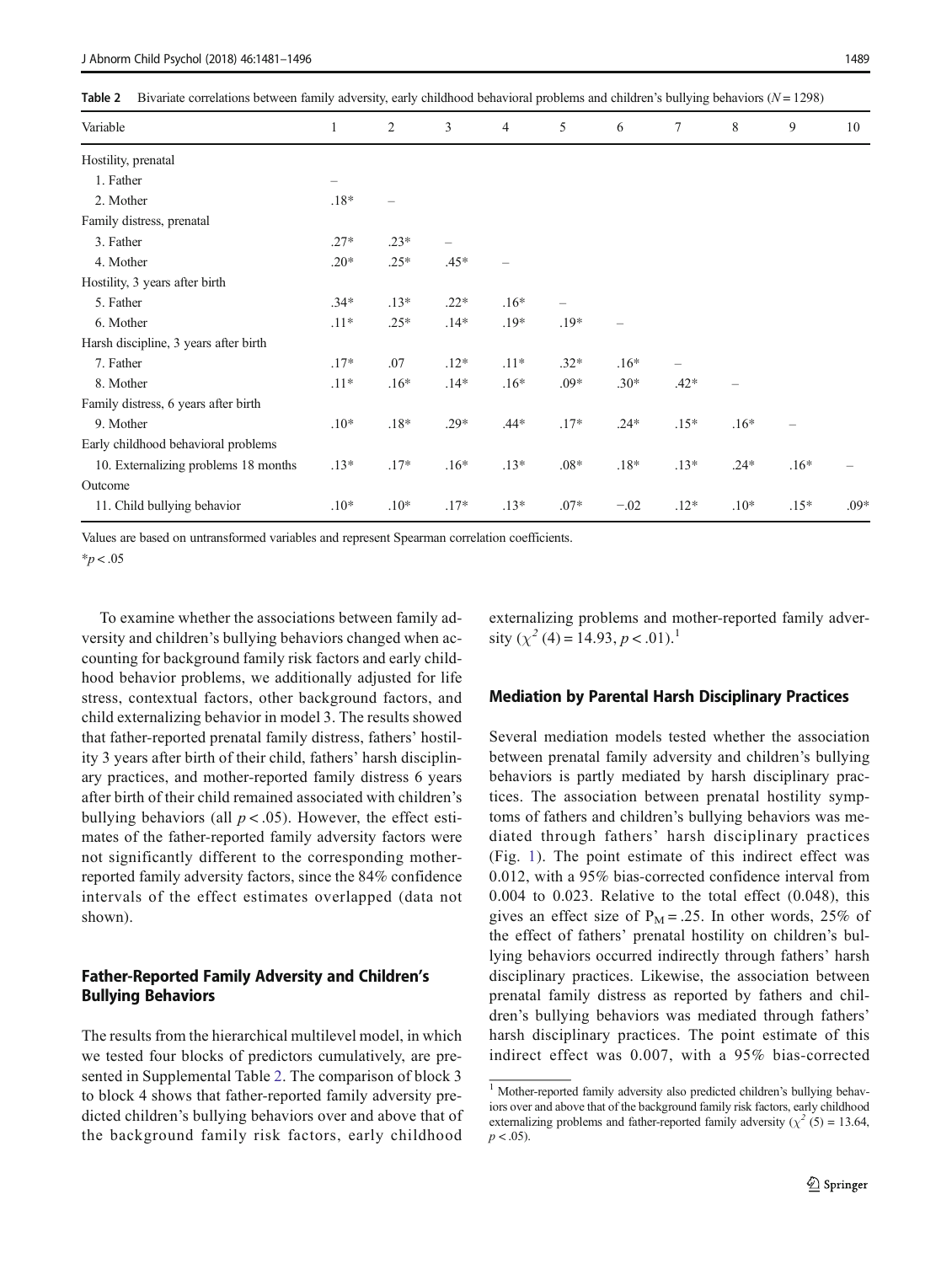**Table 2** Bivariate correlations between family adversity, early childhood behavioral problems and children's bullying behaviors ($N = 1298$)

| Variable | 1 | 2 | 3 | 4 | 5 | 6 | 7 | 8 | 9 | 10 |
|---|---|---|---|---|---|---|---|---|---|---|
| Hostility, prenatal | | | | | | | | | | |
| 1. Father | – | | | | | | | | | |
| 2. Mother | .18* | – | | | | | | | | |
| Family distress, prenatal | | | | | | | | | | |
| 3. Father | .27* | .23* | – | | | | | | | |
| 4. Mother | .20* | .25* | .45* | – | | | | | | |
| Hostility, 3 years after birth | | | | | | | | | | |
| 5. Father | .34* | .13* | .22* | .16* | – | | | | | |
| 6. Mother | .11* | .25* | .14* | .19* | .19* | – | | | | |
| Harsh discipline, 3 years after birth | | | | | | | | | | |
| 7. Father | .17* | .07 | .12* | .11* | .32* | .16* | – | | | |
| 8. Mother | .11* | .16* | .14* | .16* | .09* | .30* | .42* | – | | |
| Family distress, 6 years after birth | | | | | | | | | | |
| 9. Mother | .10* | .18* | .29* | .44* | .17* | .24* | .15* | .16* | – | |
| Early childhood behavioral problems | | | | | | | | | | |
| 10. Externalizing problems 18 months | .13* | .17* | .16* | .13* | .08* | .18* | .13* | .24* | .16* | – |
| Outcome | | | | | | | | | | |
| 11. Child bullying behavior | .10* | .10* | .17* | .13* | .07* | −.02 | .12* | .10* | .15* | .09* |

Values are based on untransformed variables and represent Spearman correlation coefficients.

*$p < .05$

To examine whether the associations between family adversity and children's bullying behaviors changed when accounting for background family risk factors and early childhood behavior problems, we additionally adjusted for life stress, contextual factors, other background factors, and child externalizing behavior in model 3. The results showed that father-reported prenatal family distress, fathers' hostility 3 years after birth of their child, fathers' harsh disciplinary practices, and mother-reported family distress 6 years after birth of their child remained associated with children's bullying behaviors (all $p < .05$). However, the effect estimates of the father-reported family adversity factors were not significantly different to the corresponding mother-reported family adversity factors, since the 84% confidence intervals of the effect estimates overlapped (data not shown).

## Father-Reported Family Adversity and Children's Bullying Behaviors

The results from the hierarchical multilevel model, in which we tested four blocks of predictors cumulatively, are presented in Supplemental Table 2. The comparison of block 3 to block 4 shows that father-reported family adversity predicted children's bullying behaviors over and above that of the background family risk factors, early childhood externalizing problems and mother-reported family adversity ($\chi^2$ (4) = 14.93, $p < .01$).[1]

## Mediation by Parental Harsh Disciplinary Practices

Several mediation models tested whether the association between prenatal family adversity and children's bullying behaviors is partly mediated by harsh disciplinary practices. The association between prenatal hostility symptoms of fathers and children's bullying behaviors was mediated through fathers' harsh disciplinary practices (Fig. 1). The point estimate of this indirect effect was 0.012, with a 95% bias-corrected confidence interval from 0.004 to 0.023. Relative to the total effect (0.048), this gives an effect size of $P_M = .25$. In other words, 25% of the effect of fathers' prenatal hostility on children's bullying behaviors occurred indirectly through fathers' harsh disciplinary practices. Likewise, the association between prenatal family distress as reported by fathers and children's bullying behaviors was mediated through fathers' harsh disciplinary practices. The point estimate of this indirect effect was 0.007, with a 95% bias-corrected

[1] Mother-reported family adversity also predicted children's bullying behaviors over and above that of the background family risk factors, early childhood externalizing problems and father-reported family adversity ($\chi^2$ (5) = 13.64, $p < .05$).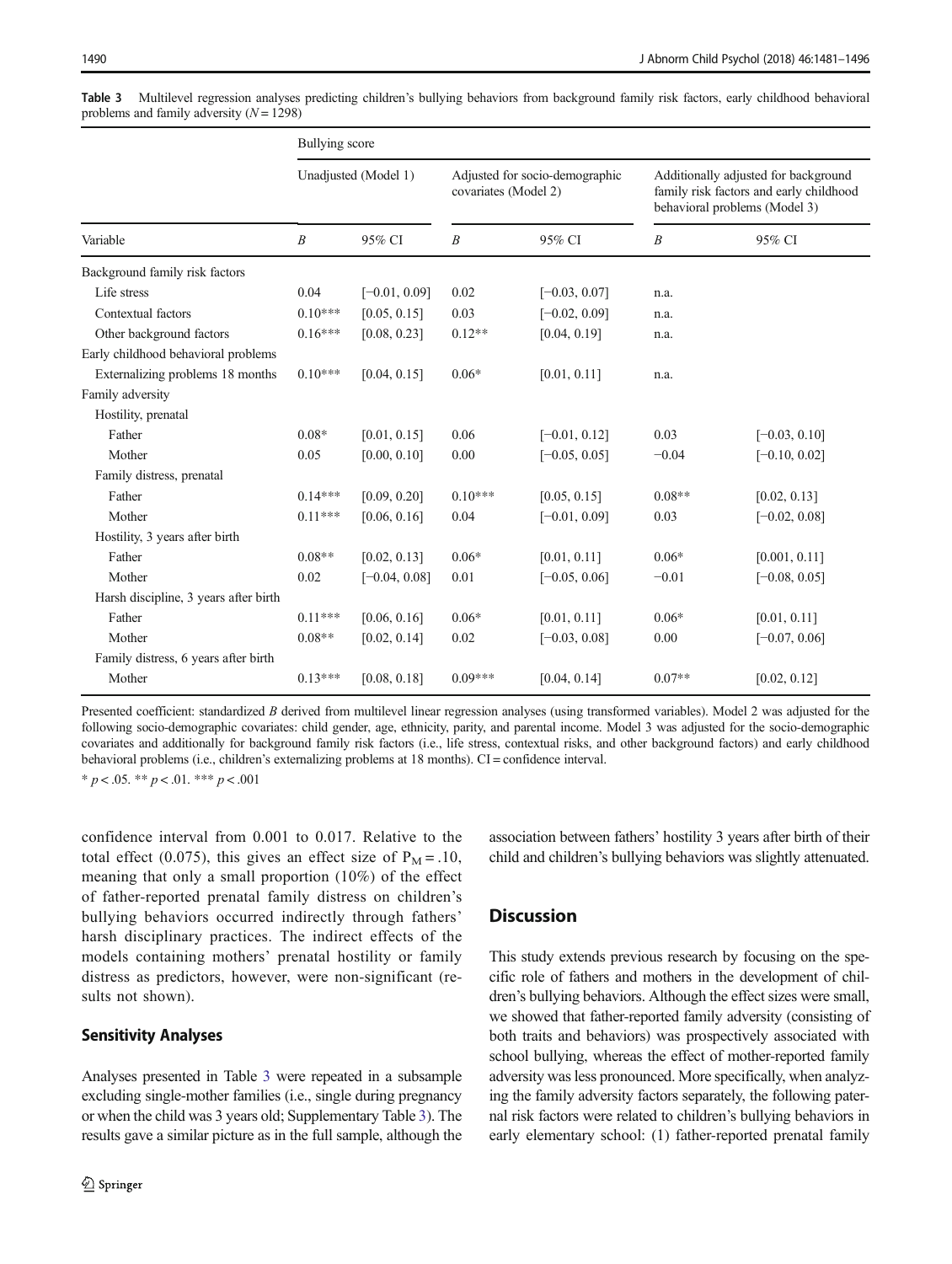Table 3 Multilevel regression analyses predicting children's bullying behaviors from background family risk factors, early childhood behavioral problems and family adversity ($N = 1298$)

| | Bullying score | | | | | |
|---|---|---|---|---|---|---|
| | Unadjusted (Model 1) | | Adjusted for socio-demographic covariates (Model 2) | | Additionally adjusted for background family risk factors and early childhood behavioral problems (Model 3) | |
| Variable | *B* | 95% CI | *B* | 95% CI | *B* | 95% CI |
| Background family risk factors | | | | | | |
| Life stress | 0.04 | [−0.01, 0.09] | 0.02 | [−0.03, 0.07] | n.a. | |
| Contextual factors | 0.10*** | [0.05, 0.15] | 0.03 | [−0.02, 0.09] | n.a. | |
| Other background factors | 0.16*** | [0.08, 0.23] | 0.12** | [0.04, 0.19] | n.a. | |
| Early childhood behavioral problems | | | | | | |
| Externalizing problems 18 months | 0.10*** | [0.04, 0.15] | 0.06* | [0.01, 0.11] | n.a. | |
| Family adversity | | | | | | |
| Hostility, prenatal | | | | | | |
| Father | 0.08* | [0.01, 0.15] | 0.06 | [−0.01, 0.12] | 0.03 | [−0.03, 0.10] |
| Mother | 0.05 | [0.00, 0.10] | 0.00 | [−0.05, 0.05] | −0.04 | [−0.10, 0.02] |
| Family distress, prenatal | | | | | | |
| Father | 0.14*** | [0.09, 0.20] | 0.10*** | [0.05, 0.15] | 0.08** | [0.02, 0.13] |
| Mother | 0.11*** | [0.06, 0.16] | 0.04 | [−0.01, 0.09] | 0.03 | [−0.02, 0.08] |
| Hostility, 3 years after birth | | | | | | |
| Father | 0.08** | [0.02, 0.13] | 0.06* | [0.01, 0.11] | 0.06* | [0.001, 0.11] |
| Mother | 0.02 | [−0.04, 0.08] | 0.01 | [−0.05, 0.06] | −0.01 | [−0.08, 0.05] |
| Harsh discipline, 3 years after birth | | | | | | |
| Father | 0.11*** | [0.06, 0.16] | 0.06* | [0.01, 0.11] | 0.06* | [0.01, 0.11] |
| Mother | 0.08** | [0.02, 0.14] | 0.02 | [−0.03, 0.08] | 0.00 | [−0.07, 0.06] |
| Family distress, 6 years after birth | | | | | | |
| Mother | 0.13*** | [0.08, 0.18] | 0.09*** | [0.04, 0.14] | 0.07** | [0.02, 0.12] |

Presented coefficient: standardized *B* derived from multilevel linear regression analyses (using transformed variables). Model 2 was adjusted for the following socio-demographic covariates: child gender, age, ethnicity, parity, and parental income. Model 3 was adjusted for the socio-demographic covariates and additionally for background family risk factors (i.e., life stress, contextual risks, and other background factors) and early childhood behavioral problems (i.e., children's externalizing problems at 18 months). CI = confidence interval.

* $p < .05$. ** $p < .01$. *** $p < .001$

confidence interval from 0.001 to 0.017. Relative to the total effect (0.075), this gives an effect size of $P_M = .10$, meaning that only a small proportion (10%) of the effect of father-reported prenatal family distress on children's bullying behaviors occurred indirectly through fathers' harsh disciplinary practices. The indirect effects of the models containing mothers' prenatal hostility or family distress as predictors, however, were non-significant (results not shown).

### Sensitivity Analyses

Analyses presented in Table 3 were repeated in a subsample excluding single-mother families (i.e., single during pregnancy or when the child was 3 years old; Supplementary Table 3). The results gave a similar picture as in the full sample, although the association between fathers' hostility 3 years after birth of their child and children's bullying behaviors was slightly attenuated.

## Discussion

This study extends previous research by focusing on the specific role of fathers and mothers in the development of children's bullying behaviors. Although the effect sizes were small, we showed that father-reported family adversity (consisting of both traits and behaviors) was prospectively associated with school bullying, whereas the effect of mother-reported family adversity was less pronounced. More specifically, when analyzing the family adversity factors separately, the following paternal risk factors were related to children's bullying behaviors in early elementary school: (1) father-reported prenatal family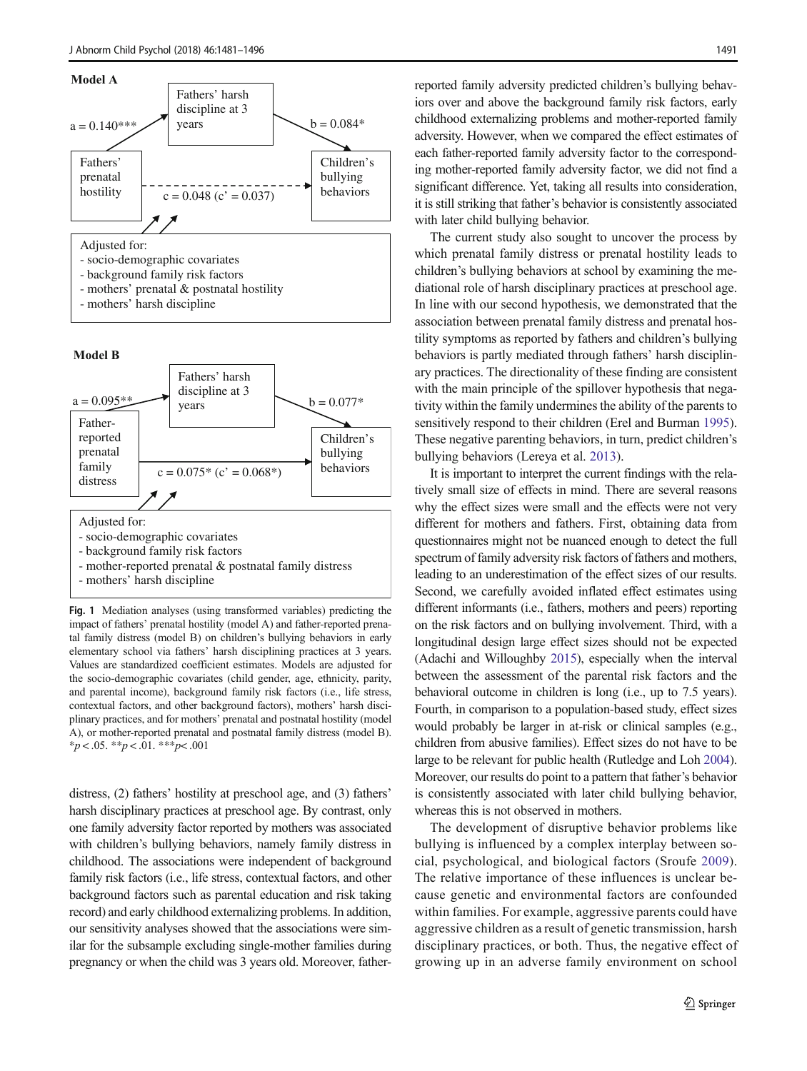**Model A**

Fathers' harsh discipline at 3 years

a = 0.140***

b = 0.084*

Fathers' prenatal hostility

c = 0.048 (c' = 0.037)

Children's bullying behaviors

Adjusted for:
- socio-demographic covariates
- background family risk factors
- mothers' prenatal & postnatal hostility
- mothers' harsh discipline

**Model B**

Fathers' harsh discipline at 3 years

a = 0.095**

b = 0.077*

Father-reported prenatal family distress

c = 0.075* (c' = 0.068*)

Children's bullying behaviors

Adjusted for:
- socio-demographic covariates
- background family risk factors
- mother-reported prenatal & postnatal family distress
- mothers' harsh discipline

**Fig. 1** Mediation analyses (using transformed variables) predicting the impact of fathers' prenatal hostility (model A) and father-reported prenatal family distress (model B) on children's bullying behaviors in early elementary school via fathers' harsh disciplining practices at 3 years. Values are standardized coefficient estimates. Models are adjusted for the socio-demographic covariates (child gender, age, ethnicity, parity, and parental income), background family risk factors (i.e., life stress, contextual factors, and other background factors), mothers' harsh disciplinary practices, and for mothers' prenatal and postnatal hostility (model A), or mother-reported prenatal and postnatal family distress (model B). *$p < .05$. **$p < .01$. ***$p < .001$

distress, (2) fathers' hostility at preschool age, and (3) fathers' harsh disciplinary practices at preschool age. By contrast, only one family adversity factor reported by mothers was associated with children's bullying behaviors, namely family distress in childhood. The associations were independent of background family risk factors (i.e., life stress, contextual factors, and other background factors such as parental education and risk taking record) and early childhood externalizing problems. In addition, our sensitivity analyses showed that the associations were similar for the subsample excluding single-mother families during pregnancy or when the child was 3 years old. Moreover, father-reported family adversity predicted children's bullying behaviors over and above the background family risk factors, early childhood externalizing problems and mother-reported family adversity. However, when we compared the effect estimates of each father-reported family adversity factor to the corresponding mother-reported family adversity factor, we did not find a significant difference. Yet, taking all results into consideration, it is still striking that father's behavior is consistently associated with later child bullying behavior.

The current study also sought to uncover the process by which prenatal family distress or prenatal hostility leads to children's bullying behaviors at school by examining the mediational role of harsh disciplinary practices at preschool age. In line with our second hypothesis, we demonstrated that the association between prenatal family distress and prenatal hostility symptoms as reported by fathers and children's bullying behaviors is partly mediated through fathers' harsh disciplinary practices. The directionality of these finding are consistent with the main principle of the spillover hypothesis that negativity within the family undermines the ability of the parents to sensitively respond to their children (Erel and Burman 1995). These negative parenting behaviors, in turn, predict children's bullying behaviors (Lereya et al. 2013).

It is important to interpret the current findings with the relatively small size of effects in mind. There are several reasons why the effect sizes were small and the effects were not very different for mothers and fathers. First, obtaining data from questionnaires might not be nuanced enough to detect the full spectrum of family adversity risk factors of fathers and mothers, leading to an underestimation of the effect sizes of our results. Second, we carefully avoided inflated effect estimates using different informants (i.e., fathers, mothers and peers) reporting on the risk factors and on bullying involvement. Third, with a longitudinal design large effect sizes should not be expected (Adachi and Willoughby 2015), especially when the interval between the assessment of the parental risk factors and the behavioral outcome in children is long (i.e., up to 7.5 years). Fourth, in comparison to a population-based study, effect sizes would probably be larger in at-risk or clinical samples (e.g., children from abusive families). Effect sizes do not have to be large to be relevant for public health (Rutledge and Loh 2004). Moreover, our results do point to a pattern that father's behavior is consistently associated with later child bullying behavior, whereas this is not observed in mothers.

The development of disruptive behavior problems like bullying is influenced by a complex interplay between social, psychological, and biological factors (Sroufe 2009). The relative importance of these influences is unclear because genetic and environmental factors are confounded within families. For example, aggressive parents could have aggressive children as a result of genetic transmission, harsh disciplinary practices, or both. Thus, the negative effect of growing up in an adverse family environment on school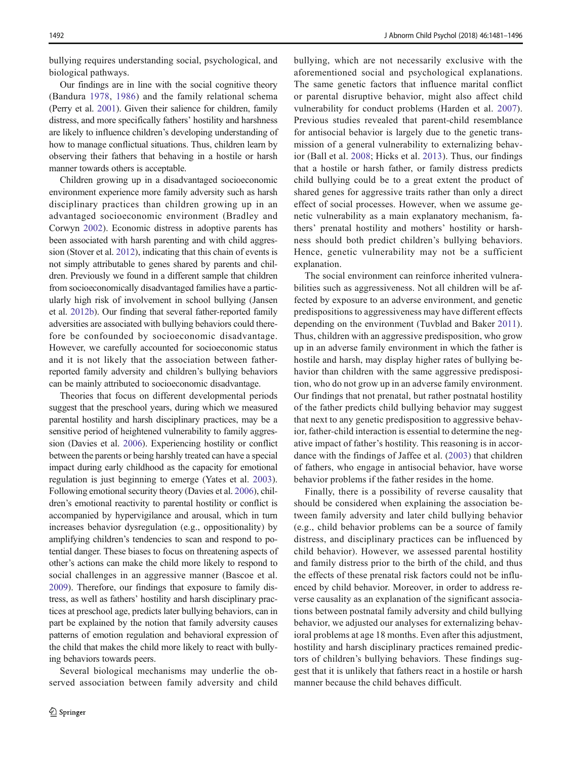bullying requires understanding social, psychological, and biological pathways.

Our findings are in line with the social cognitive theory (Bandura 1978, 1986) and the family relational schema (Perry et al. 2001). Given their salience for children, family distress, and more specifically fathers' hostility and harshness are likely to influence children's developing understanding of how to manage conflictual situations. Thus, children learn by observing their fathers that behaving in a hostile or harsh manner towards others is acceptable.

Children growing up in a disadvantaged socioeconomic environment experience more family adversity such as harsh disciplinary practices than children growing up in an advantaged socioeconomic environment (Bradley and Corwyn 2002). Economic distress in adoptive parents has been associated with harsh parenting and with child aggression (Stover et al. 2012), indicating that this chain of events is not simply attributable to genes shared by parents and children. Previously we found in a different sample that children from socioeconomically disadvantaged families have a particularly high risk of involvement in school bullying (Jansen et al. 2012b). Our finding that several father-reported family adversities are associated with bullying behaviors could therefore be confounded by socioeconomic disadvantage. However, we carefully accounted for socioeconomic status and it is not likely that the association between father-reported family adversity and children's bullying behaviors can be mainly attributed to socioeconomic disadvantage.

Theories that focus on different developmental periods suggest that the preschool years, during which we measured parental hostility and harsh disciplinary practices, may be a sensitive period of heightened vulnerability to family aggression (Davies et al. 2006). Experiencing hostility or conflict between the parents or being harshly treated can have a special impact during early childhood as the capacity for emotional regulation is just beginning to emerge (Yates et al. 2003). Following emotional security theory (Davies et al. 2006), children's emotional reactivity to parental hostility or conflict is accompanied by hypervigilance and arousal, which in turn increases behavior dysregulation (e.g., oppositionality) by amplifying children's tendencies to scan and respond to potential danger. These biases to focus on threatening aspects of other's actions can make the child more likely to respond to social challenges in an aggressive manner (Bascoe et al. 2009). Therefore, our findings that exposure to family distress, as well as fathers' hostility and harsh disciplinary practices at preschool age, predicts later bullying behaviors, can in part be explained by the notion that family adversity causes patterns of emotion regulation and behavioral expression of the child that makes the child more likely to react with bullying behaviors towards peers.

Several biological mechanisms may underlie the observed association between family adversity and child bullying, which are not necessarily exclusive with the aforementioned social and psychological explanations. The same genetic factors that influence marital conflict or parental disruptive behavior, might also affect child vulnerability for conduct problems (Harden et al. 2007). Previous studies revealed that parent-child resemblance for antisocial behavior is largely due to the genetic transmission of a general vulnerability to externalizing behavior (Ball et al. 2008; Hicks et al. 2013). Thus, our findings that a hostile or harsh father, or family distress predicts child bullying could be to a great extent the product of shared genes for aggressive traits rather than only a direct effect of social processes. However, when we assume genetic vulnerability as a main explanatory mechanism, fathers' prenatal hostility and mothers' hostility or harshness should both predict children's bullying behaviors. Hence, genetic vulnerability may not be a sufficient explanation.

The social environment can reinforce inherited vulnerabilities such as aggressiveness. Not all children will be affected by exposure to an adverse environment, and genetic predispositions to aggressiveness may have different effects depending on the environment (Tuvblad and Baker 2011). Thus, children with an aggressive predisposition, who grow up in an adverse family environment in which the father is hostile and harsh, may display higher rates of bullying behavior than children with the same aggressive predisposition, who do not grow up in an adverse family environment. Our findings that not prenatal, but rather postnatal hostility of the father predicts child bullying behavior may suggest that next to any genetic predisposition to aggressive behavior, father-child interaction is essential to determine the negative impact of father's hostility. This reasoning is in accordance with the findings of Jaffee et al. (2003) that children of fathers, who engage in antisocial behavior, have worse behavior problems if the father resides in the home.

Finally, there is a possibility of reverse causality that should be considered when explaining the association between family adversity and later child bullying behavior (e.g., child behavior problems can be a source of family distress, and disciplinary practices can be influenced by child behavior). However, we assessed parental hostility and family distress prior to the birth of the child, and thus the effects of these prenatal risk factors could not be influenced by child behavior. Moreover, in order to address reverse causality as an explanation of the significant associations between postnatal family adversity and child bullying behavior, we adjusted our analyses for externalizing behavioral problems at age 18 months. Even after this adjustment, hostility and harsh disciplinary practices remained predictors of children's bullying behaviors. These findings suggest that it is unlikely that fathers react in a hostile or harsh manner because the child behaves difficult.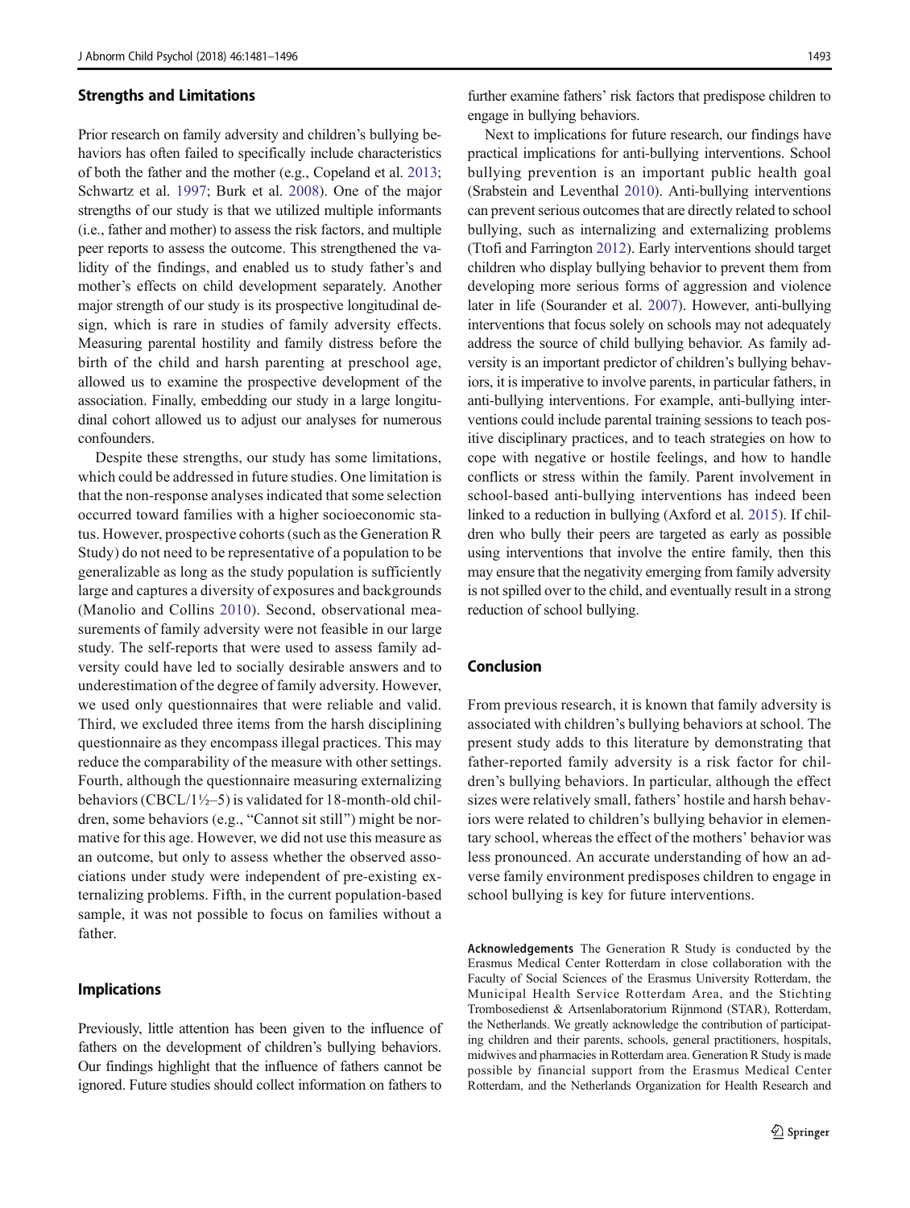### Strengths and Limitations

Prior research on family adversity and children's bullying behaviors has often failed to specifically include characteristics of both the father and the mother (e.g., Copeland et al. 2013; Schwartz et al. 1997; Burk et al. 2008). One of the major strengths of our study is that we utilized multiple informants (i.e., father and mother) to assess the risk factors, and multiple peer reports to assess the outcome. This strengthened the validity of the findings, and enabled us to study father's and mother's effects on child development separately. Another major strength of our study is its prospective longitudinal design, which is rare in studies of family adversity effects. Measuring parental hostility and family distress before the birth of the child and harsh parenting at preschool age, allowed us to examine the prospective development of the association. Finally, embedding our study in a large longitudinal cohort allowed us to adjust our analyses for numerous confounders.

Despite these strengths, our study has some limitations, which could be addressed in future studies. One limitation is that the non-response analyses indicated that some selection occurred toward families with a higher socioeconomic status. However, prospective cohorts (such as the Generation R Study) do not need to be representative of a population to be generalizable as long as the study population is sufficiently large and captures a diversity of exposures and backgrounds (Manolio and Collins 2010). Second, observational measurements of family adversity were not feasible in our large study. The self-reports that were used to assess family adversity could have led to socially desirable answers and to underestimation of the degree of family adversity. However, we used only questionnaires that were reliable and valid. Third, we excluded three items from the harsh disciplining questionnaire as they encompass illegal practices. This may reduce the comparability of the measure with other settings. Fourth, although the questionnaire measuring externalizing behaviors (CBCL/1½–5) is validated for 18-month-old children, some behaviors (e.g., "Cannot sit still") might be normative for this age. However, we did not use this measure as an outcome, but only to assess whether the observed associations under study were independent of pre-existing externalizing problems. Fifth, in the current population-based sample, it was not possible to focus on families without a father.

### Implications

Previously, little attention has been given to the influence of fathers on the development of children's bullying behaviors. Our findings highlight that the influence of fathers cannot be ignored. Future studies should collect information on fathers to further examine fathers' risk factors that predispose children to engage in bullying behaviors.

Next to implications for future research, our findings have practical implications for anti-bullying interventions. School bullying prevention is an important public health goal (Srabstein and Leventhal 2010). Anti-bullying interventions can prevent serious outcomes that are directly related to school bullying, such as internalizing and externalizing problems (Ttofi and Farrington 2012). Early interventions should target children who display bullying behavior to prevent them from developing more serious forms of aggression and violence later in life (Sourander et al. 2007). However, anti-bullying interventions that focus solely on schools may not adequately address the source of child bullying behavior. As family adversity is an important predictor of children's bullying behaviors, it is imperative to involve parents, in particular fathers, in anti-bullying interventions. For example, anti-bullying interventions could include parental training sessions to teach positive disciplinary practices, and to teach strategies on how to cope with negative or hostile feelings, and how to handle conflicts or stress within the family. Parent involvement in school-based anti-bullying interventions has indeed been linked to a reduction in bullying (Axford et al. 2015). If children who bully their peers are targeted as early as possible using interventions that involve the entire family, then this may ensure that the negativity emerging from family adversity is not spilled over to the child, and eventually result in a strong reduction of school bullying.

## Conclusion

From previous research, it is known that family adversity is associated with children's bullying behaviors at school. The present study adds to this literature by demonstrating that father-reported family adversity is a risk factor for children's bullying behaviors. In particular, although the effect sizes were relatively small, fathers' hostile and harsh behaviors were related to children's bullying behavior in elementary school, whereas the effect of the mothers' behavior was less pronounced. An accurate understanding of how an adverse family environment predisposes children to engage in school bullying is key for future interventions.

**Acknowledgements** The Generation R Study is conducted by the Erasmus Medical Center Rotterdam in close collaboration with the Faculty of Social Sciences of the Erasmus University Rotterdam, the Municipal Health Service Rotterdam Area, and the Stichting Trombosedienst & Artsenlaboratorium Rijnmond (STAR), Rotterdam, the Netherlands. We greatly acknowledge the contribution of participating children and their parents, schools, general practitioners, hospitals, midwives and pharmacies in Rotterdam area. Generation R Study is made possible by financial support from the Erasmus Medical Center Rotterdam, and the Netherlands Organization for Health Research and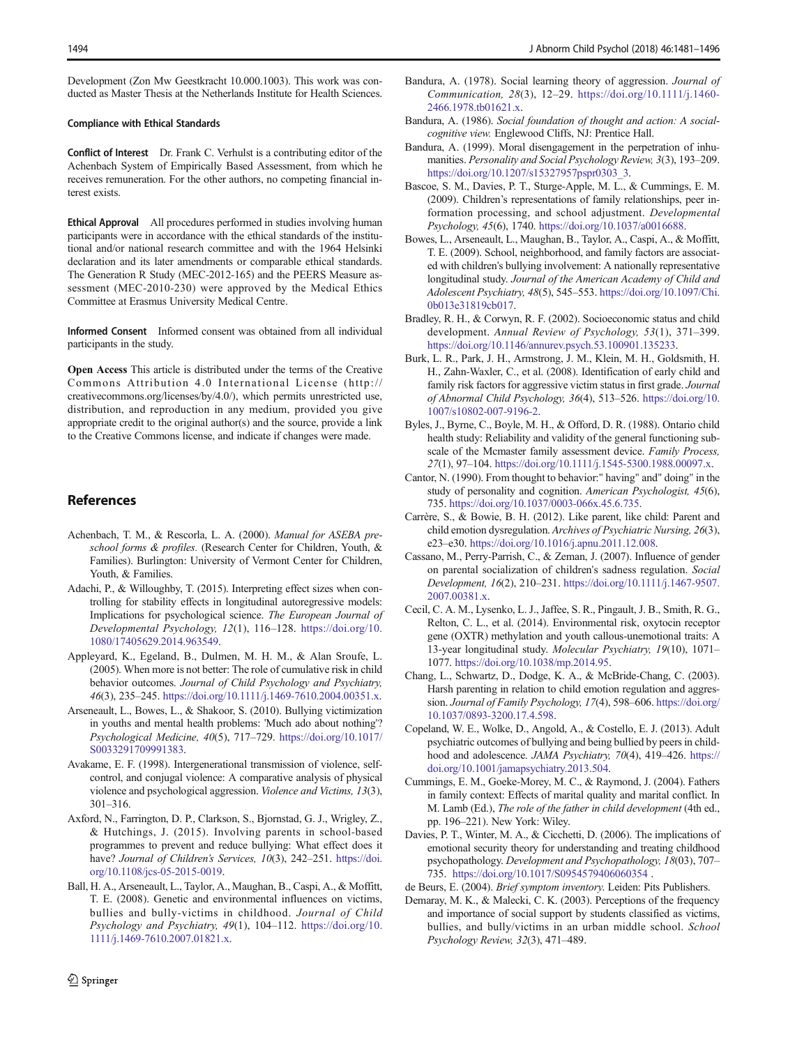Development (Zon Mw Geestkracht 10.000.1003). This work was conducted as Master Thesis at the Netherlands Institute for Health Sciences.

**Compliance with Ethical Standards**

**Conflict of Interest** Dr. Frank C. Verhulst is a contributing editor of the Achenbach System of Empirically Based Assessment, from which he receives remuneration. For the other authors, no competing financial interest exists.

**Ethical Approval** All procedures performed in studies involving human participants were in accordance with the ethical standards of the institutional and/or national research committee and with the 1964 Helsinki declaration and its later amendments or comparable ethical standards. The Generation R Study (MEC-2012-165) and the PEERS Measure assessment (MEC-2010-230) were approved by the Medical Ethics Committee at Erasmus University Medical Centre.

**Informed Consent** Informed consent was obtained from all individual participants in the study.

**Open Access** This article is distributed under the terms of the Creative Commons Attribution 4.0 International License (http://creativecommons.org/licenses/by/4.0/), which permits unrestricted use, distribution, and reproduction in any medium, provided you give appropriate credit to the original author(s) and the source, provide a link to the Creative Commons license, and indicate if changes were made.

## References

Achenbach, T. M., & Rescorla, L. A. (2000). *Manual for ASEBA preschool forms & profiles.* (Research Center for Children, Youth, & Families). Burlington: University of Vermont Center for Children, Youth, & Families.

Adachi, P., & Willoughby, T. (2015). Interpreting effect sizes when controlling for stability effects in longitudinal autoregressive models: Implications for psychological science. *The European Journal of Developmental Psychology, 12*(1), 116–128. https://doi.org/10.1080/17405629.2014.963549.

Appleyard, K., Egeland, B., Dulmen, M. H. M., & Alan Sroufe, L. (2005). When more is not better: The role of cumulative risk in child behavior outcomes. *Journal of Child Psychology and Psychiatry, 46*(3), 235–245. https://doi.org/10.1111/j.1469-7610.2004.00351.x.

Arseneault, L., Bowes, L., & Shakoor, S. (2010). Bullying victimization in youths and mental health problems: 'Much ado about nothing'? *Psychological Medicine, 40*(5), 717–729. https://doi.org/10.1017/S0033291709991383.

Avakame, E. F. (1998). Intergenerational transmission of violence, self-control, and conjugal violence: A comparative analysis of physical violence and psychological aggression. *Violence and Victims, 13*(3), 301–316.

Axford, N., Farrington, D. P., Clarkson, S., Bjornstad, G. J., Wrigley, Z., & Hutchings, J. (2015). Involving parents in school-based programmes to prevent and reduce bullying: What effect does it have? *Journal of Children's Services, 10*(3), 242–251. https://doi.org/10.1108/jcs-05-2015-0019.

Ball, H. A., Arseneault, L., Taylor, A., Maughan, B., Caspi, A., & Moffitt, T. E. (2008). Genetic and environmental influences on victims, bullies and bully-victims in childhood. *Journal of Child Psychology and Psychiatry, 49*(1), 104–112. https://doi.org/10.1111/j.1469-7610.2007.01821.x.

Bandura, A. (1978). Social learning theory of aggression. *Journal of Communication, 28*(3), 12–29. https://doi.org/10.1111/j.1460-2466.1978.tb01621.x.

Bandura, A. (1986). *Social foundation of thought and action: A social-cognitive view.* Englewood Cliffs, NJ: Prentice Hall.

Bandura, A. (1999). Moral disengagement in the perpetration of inhumanities. *Personality and Social Psychology Review, 3*(3), 193–209. https://doi.org/10.1207/s15327957pspr0303_3.

Bascoe, S. M., Davies, P. T., Sturge-Apple, M. L., & Cummings, E. M. (2009). Children's representations of family relationships, peer information processing, and school adjustment. *Developmental Psychology, 45*(6), 1740. https://doi.org/10.1037/a0016688.

Bowes, L., Arseneault, L., Maughan, B., Taylor, A., Caspi, A., & Moffitt, T. E. (2009). School, neighborhood, and family factors are associated with children's bullying involvement: A nationally representative longitudinal study. *Journal of the American Academy of Child and Adolescent Psychiatry, 48*(5), 545–553. https://doi.org/10.1097/Chi.0b013e31819cb017.

Bradley, R. H., & Corwyn, R. F. (2002). Socioeconomic status and child development. *Annual Review of Psychology, 53*(1), 371–399. https://doi.org/10.1146/annurev.psych.53.100901.135233.

Burk, L. R., Park, J. H., Armstrong, J. M., Klein, M. H., Goldsmith, H. H., Zahn-Waxler, C., et al. (2008). Identification of early child and family risk factors for aggressive victim status in first grade. *Journal of Abnormal Child Psychology, 36*(4), 513–526. https://doi.org/10.1007/s10802-007-9196-2.

Byles, J., Byrne, C., Boyle, M. H., & Offord, D. R. (1988). Ontario child health study: Reliability and validity of the general functioning subscale of the Mcmaster family assessment device. *Family Process, 27*(1), 97–104. https://doi.org/10.1111/j.1545-5300.1988.00097.x.

Cantor, N. (1990). From thought to behavior:" having" and" doing" in the study of personality and cognition. *American Psychologist, 45*(6), 735. https://doi.org/10.1037/0003-066x.45.6.735.

Carrère, S., & Bowie, B. H. (2012). Like parent, like child: Parent and child emotion dysregulation. *Archives of Psychiatric Nursing, 26*(3), e23–e30. https://doi.org/10.1016/j.apnu.2011.12.008.

Cassano, M., Perry-Parrish, C., & Zeman, J. (2007). Influence of gender on parental socialization of children's sadness regulation. *Social Development, 16*(2), 210–231. https://doi.org/10.1111/j.1467-9507.2007.00381.x.

Cecil, C. A. M., Lysenko, L. J., Jaffee, S. R., Pingault, J. B., Smith, R. G., Relton, C. L., et al. (2014). Environmental risk, oxytocin receptor gene (OXTR) methylation and youth callous-unemotional traits: A 13-year longitudinal study. *Molecular Psychiatry, 19*(10), 1071–1077. https://doi.org/10.1038/mp.2014.95.

Chang, L., Schwartz, D., Dodge, K. A., & McBride-Chang, C. (2003). Harsh parenting in relation to child emotion regulation and aggression. *Journal of Family Psychology, 17*(4), 598–606. https://doi.org/10.1037/0893-3200.17.4.598.

Copeland, W. E., Wolke, D., Angold, A., & Costello, E. J. (2013). Adult psychiatric outcomes of bullying and being bullied by peers in childhood and adolescence. *JAMA Psychiatry, 70*(4), 419–426. https://doi.org/10.1001/jamapsychiatry.2013.504.

Cummings, E. M., Goeke-Morey, M. C., & Raymond, J. (2004). Fathers in family context: Effects of marital quality and marital conflict. In M. Lamb (Ed.), *The role of the father in child development* (4th ed., pp. 196–221). New York: Wiley.

Davies, P. T., Winter, M. A., & Cicchetti, D. (2006). The implications of emotional security theory for understanding and treating childhood psychopathology. *Development and Psychopathology, 18*(03), 707–735. https://doi.org/10.1017/S0954579406060354 .

de Beurs, E. (2004). *Brief symptom inventory.* Leiden: Pits Publishers.

Demaray, M. K., & Malecki, C. K. (2003). Perceptions of the frequency and importance of social support by students classified as victims, bullies, and bully/victims in an urban middle school. *School Psychology Review, 32*(3), 471–489.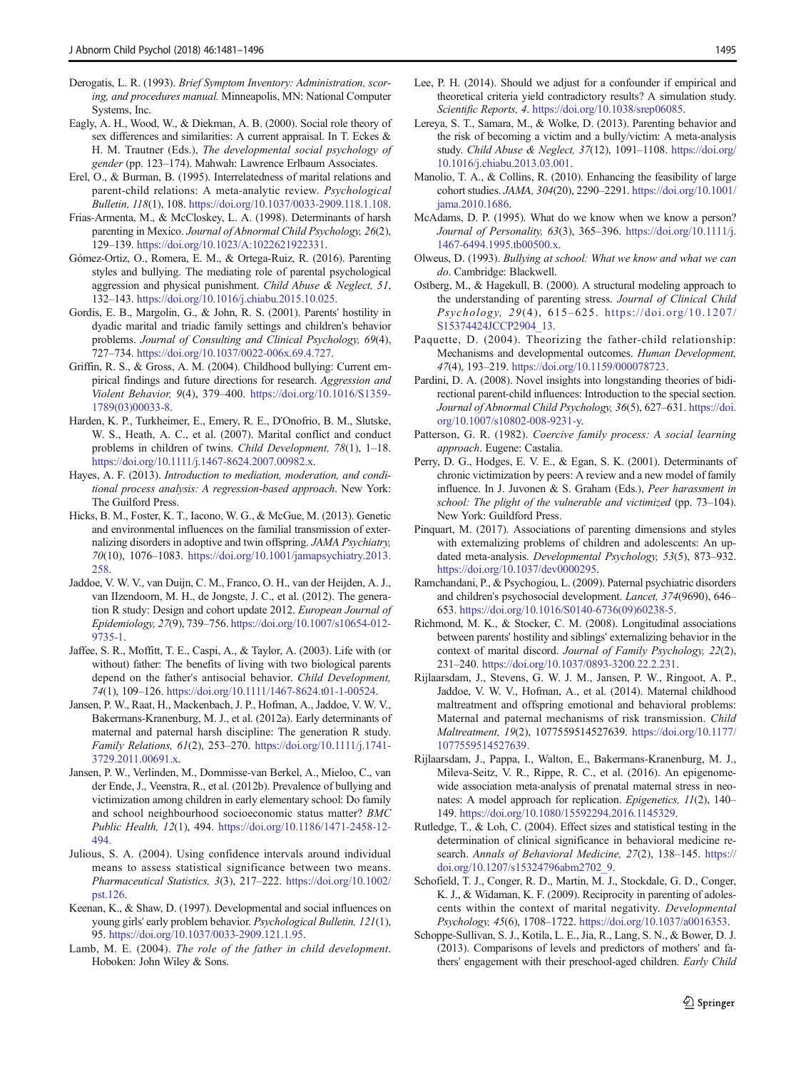Derogatis, L. R. (1993). *Brief Symptom Inventory: Administration, scoring, and procedures manual.* Minneapolis, MN: National Computer Systems, Inc.

Eagly, A. H., Wood, W., & Diekman, A. B. (2000). Social role theory of sex differences and similarities: A current appraisal. In T. Eckes & H. M. Trautner (Eds.), *The developmental social psychology of gender* (pp. 123–174). Mahwah: Lawrence Erlbaum Associates.

Erel, O., & Burman, B. (1995). Interrelatedness of marital relations and parent-child relations: A meta-analytic review. *Psychological Bulletin, 118*(1), 108. https://doi.org/10.1037/0033-2909.118.1.108.

Frias-Armenta, M., & McCloskey, L. A. (1998). Determinants of harsh parenting in Mexico. *Journal of Abnormal Child Psychology, 26*(2), 129–139. https://doi.org/10.1023/A:1022621922331.

Gómez-Ortiz, O., Romera, E. M., & Ortega-Ruiz, R. (2016). Parenting styles and bullying. The mediating role of parental psychological aggression and physical punishment. *Child Abuse & Neglect, 51*, 132–143. https://doi.org/10.1016/j.chiabu.2015.10.025.

Gordis, E. B., Margolin, G., & John, R. S. (2001). Parents' hostility in dyadic marital and triadic family settings and children's behavior problems. *Journal of Consulting and Clinical Psychology, 69*(4), 727–734. https://doi.org/10.1037/0022-006x.69.4.727.

Griffin, R. S., & Gross, A. M. (2004). Childhood bullying: Current empirical findings and future directions for research. *Aggression and Violent Behavior, 9*(4), 379–400. https://doi.org/10.1016/S1359-1789(03)00033-8.

Harden, K. P., Turkheimer, E., Emery, R. E., D'Onofrio, B. M., Slutske, W. S., Heath, A. C., et al. (2007). Marital conflict and conduct problems in children of twins. *Child Development, 78*(1), 1–18. https://doi.org/10.1111/j.1467-8624.2007.00982.x.

Hayes, A. F. (2013). *Introduction to mediation, moderation, and conditional process analysis: A regression-based approach*. New York: The Guilford Press.

Hicks, B. M., Foster, K. T., Iacono, W. G., & McGue, M. (2013). Genetic and environmental influences on the familial transmission of externalizing disorders in adoptive and twin offspring. *JAMA Psychiatry, 70*(10), 1076–1083. https://doi.org/10.1001/jamapsychiatry.2013.258.

Jaddoe, V. W. V., van Duijn, C. M., Franco, O. H., van der Heijden, A. J., van IIzendoorn, M. H., de Jongste, J. C., et al. (2012). The generation R study: Design and cohort update 2012. *European Journal of Epidemiology, 27*(9), 739–756. https://doi.org/10.1007/s10654-012-9735-1.

Jaffee, S. R., Moffitt, T. E., Caspi, A., & Taylor, A. (2003). Life with (or without) father: The benefits of living with two biological parents depend on the father's antisocial behavior. *Child Development, 74*(1), 109–126. https://doi.org/10.1111/1467-8624.t01-1-00524.

Jansen, P. W., Raat, H., Mackenbach, J. P., Hofman, A., Jaddoe, V. W. V., Bakermans-Kranenburg, M. J., et al. (2012a). Early determinants of maternal and paternal harsh discipline: The generation R study. *Family Relations, 61*(2), 253–270. https://doi.org/10.1111/j.1741-3729.2011.00691.x.

Jansen, P. W., Verlinden, M., Dommisse-van Berkel, A., Mieloo, C., van der Ende, J., Veenstra, R., et al. (2012b). Prevalence of bullying and victimization among children in early elementary school: Do family and school neighbourhood socioeconomic status matter? *BMC Public Health, 12*(1), 494. https://doi.org/10.1186/1471-2458-12-494.

Julious, S. A. (2004). Using confidence intervals around individual means to assess statistical significance between two means. *Pharmaceutical Statistics, 3*(3), 217–222. https://doi.org/10.1002/pst.126.

Keenan, K., & Shaw, D. (1997). Developmental and social influences on young girls' early problem behavior. *Psychological Bulletin, 121*(1), 95. https://doi.org/10.1037/0033-2909.121.1.95.

Lamb, M. E. (2004). *The role of the father in child development*. Hoboken: John Wiley & Sons.

Lee, P. H. (2014). Should we adjust for a confounder if empirical and theoretical criteria yield contradictory results? A simulation study. *Scientific Reports, 4*. https://doi.org/10.1038/srep06085.

Lereya, S. T., Samara, M., & Wolke, D. (2013). Parenting behavior and the risk of becoming a victim and a bully/victim: A meta-analysis study. *Child Abuse & Neglect, 37*(12), 1091–1108. https://doi.org/10.1016/j.chiabu.2013.03.001.

Manolio, T. A., & Collins, R. (2010). Enhancing the feasibility of large cohort studies. *JAMA, 304*(20), 2290–2291. https://doi.org/10.1001/jama.2010.1686.

McAdams, D. P. (1995). What do we know when we know a person? *Journal of Personality, 63*(3), 365–396. https://doi.org/10.1111/j.1467-6494.1995.tb00500.x.

Olweus, D. (1993). *Bullying at school: What we know and what we can do*. Cambridge: Blackwell.

Ostberg, M., & Hagekull, B. (2000). A structural modeling approach to the understanding of parenting stress. *Journal of Clinical Child Psychology, 29*(4), 615–625. https://doi.org/10.1207/S15374424JCCP2904_13.

Paquette, D. (2004). Theorizing the father-child relationship: Mechanisms and developmental outcomes. *Human Development, 47*(4), 193–219. https://doi.org/10.1159/000078723.

Pardini, D. A. (2008). Novel insights into longstanding theories of bidirectional parent-child influences: Introduction to the special section. *Journal of Abnormal Child Psychology, 36*(5), 627–631. https://doi.org/10.1007/s10802-008-9231-y.

Patterson, G. R. (1982). *Coercive family process: A social learning approach*. Eugene: Castalia.

Perry, D. G., Hodges, E. V. E., & Egan, S. K. (2001). Determinants of chronic victimization by peers: A review and a new model of family influence. In J. Juvonen & S. Graham (Eds.), *Peer harassment in school: The plight of the vulnerable and victimized* (pp. 73–104). New York: Guildford Press.

Pinquart, M. (2017). Associations of parenting dimensions and styles with externalizing problems of children and adolescents: An updated meta-analysis. *Developmental Psychology, 53*(5), 873–932. https://doi.org/10.1037/dev0000295.

Ramchandani, P., & Psychogiou, L. (2009). Paternal psychiatric disorders and children's psychosocial development. *Lancet, 374*(9690), 646–653. https://doi.org/10.1016/S0140-6736(09)60238-5.

Richmond, M. K., & Stocker, C. M. (2008). Longitudinal associations between parents' hostility and siblings' externalizing behavior in the context of marital discord. *Journal of Family Psychology, 22*(2), 231–240. https://doi.org/10.1037/0893-3200.22.2.231.

Rijlaarsdam, J., Stevens, G. W. J. M., Jansen, P. W., Ringoot, A. P., Jaddoe, V. W. V., Hofman, A., et al. (2014). Maternal childhood maltreatment and offspring emotional and behavioral problems: Maternal and paternal mechanisms of risk transmission. *Child Maltreatment, 19*(2), 1077559514527639. https://doi.org/10.1177/1077559514527639.

Rijlaarsdam, J., Pappa, I., Walton, E., Bakermans-Kranenburg, M. J., Mileva-Seitz, V. R., Rippe, R. C., et al. (2016). An epigenome-wide association meta-analysis of prenatal maternal stress in neonates: A model approach for replication. *Epigenetics, 11*(2), 140–149. https://doi.org/10.1080/15592294.2016.1145329.

Rutledge, T., & Loh, C. (2004). Effect sizes and statistical testing in the determination of clinical significance in behavioral medicine research. *Annals of Behavioral Medicine, 27*(2), 138–145. https://doi.org/10.1207/s15324796abm2702_9.

Schofield, T. J., Conger, R. D., Martin, M. J., Stockdale, G. D., Conger, K. J., & Widaman, K. F. (2009). Reciprocity in parenting of adolescents within the context of marital negativity. *Developmental Psychology, 45*(6), 1708–1722. https://doi.org/10.1037/a0016353.

Schoppe-Sullivan, S. J., Kotila, L. E., Jia, R., Lang, S. N., & Bower, D. J. (2013). Comparisons of levels and predictors of mothers' and fathers' engagement with their preschool-aged children. *Early Child*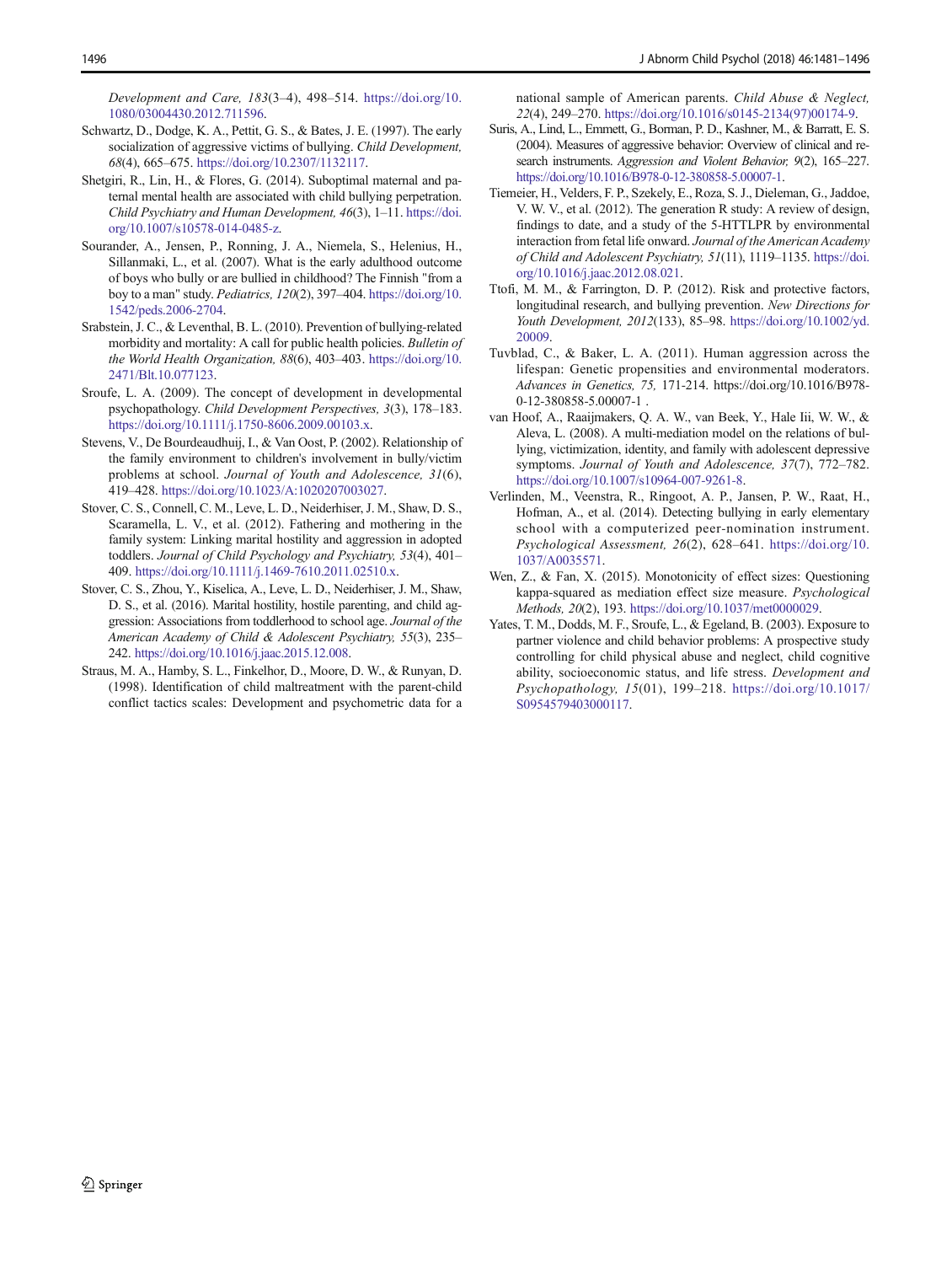Development and Care, 183(3–4), 498–514. https://doi.org/10.1080/03004430.2012.711596.

Schwartz, D., Dodge, K. A., Pettit, G. S., & Bates, J. E. (1997). The early socialization of aggressive victims of bullying. *Child Development, 68*(4), 665–675. https://doi.org/10.2307/1132117.

Shetgiri, R., Lin, H., & Flores, G. (2014). Suboptimal maternal and paternal mental health are associated with child bullying perpetration. *Child Psychiatry and Human Development, 46*(3), 1–11. https://doi.org/10.1007/s10578-014-0485-z.

Sourander, A., Jensen, P., Ronning, J. A., Niemela, S., Helenius, H., Sillanmaki, L., et al. (2007). What is the early adulthood outcome of boys who bully or are bullied in childhood? The Finnish "from a boy to a man" study. *Pediatrics, 120*(2), 397–404. https://doi.org/10.1542/peds.2006-2704.

Srabstein, J. C., & Leventhal, B. L. (2010). Prevention of bullying-related morbidity and mortality: A call for public health policies. *Bulletin of the World Health Organization, 88*(6), 403–403. https://doi.org/10.2471/Blt.10.077123.

Sroufe, L. A. (2009). The concept of development in developmental psychopathology. *Child Development Perspectives, 3*(3), 178–183. https://doi.org/10.1111/j.1750-8606.2009.00103.x.

Stevens, V., De Bourdeaudhuij, I., & Van Oost, P. (2002). Relationship of the family environment to children's involvement in bully/victim problems at school. *Journal of Youth and Adolescence, 31*(6), 419–428. https://doi.org/10.1023/A:1020207003027.

Stover, C. S., Connell, C. M., Leve, L. D., Neiderhiser, J. M., Shaw, D. S., Scaramella, L. V., et al. (2012). Fathering and mothering in the family system: Linking marital hostility and aggression in adopted toddlers. *Journal of Child Psychology and Psychiatry, 53*(4), 401–409. https://doi.org/10.1111/j.1469-7610.2011.02510.x.

Stover, C. S., Zhou, Y., Kiselica, A., Leve, L. D., Neiderhiser, J. M., Shaw, D. S., et al. (2016). Marital hostility, hostile parenting, and child aggression: Associations from toddlerhood to school age. *Journal of the American Academy of Child & Adolescent Psychiatry, 55*(3), 235–242. https://doi.org/10.1016/j.jaac.2015.12.008.

Straus, M. A., Hamby, S. L., Finkelhor, D., Moore, D. W., & Runyan, D. (1998). Identification of child maltreatment with the parent-child conflict tactics scales: Development and psychometric data for a national sample of American parents. *Child Abuse & Neglect, 22*(4), 249–270. https://doi.org/10.1016/s0145-2134(97)00174-9.

Suris, A., Lind, L., Emmett, G., Borman, P. D., Kashner, M., & Barratt, E. S. (2004). Measures of aggressive behavior: Overview of clinical and research instruments. *Aggression and Violent Behavior, 9*(2), 165–227. https://doi.org/10.1016/B978-0-12-380858-5.00007-1.

Tiemeier, H., Velders, F. P., Szekely, E., Roza, S. J., Dieleman, G., Jaddoe, V. W. V., et al. (2012). The generation R study: A review of design, findings to date, and a study of the 5-HTTLPR by environmental interaction from fetal life onward. *Journal of the American Academy of Child and Adolescent Psychiatry, 51*(11), 1119–1135. https://doi.org/10.1016/j.jaac.2012.08.021.

Ttofi, M. M., & Farrington, D. P. (2012). Risk and protective factors, longitudinal research, and bullying prevention. *New Directions for Youth Development, 2012*(133), 85–98. https://doi.org/10.1002/yd.20009.

Tuvblad, C., & Baker, L. A. (2011). Human aggression across the lifespan: Genetic propensities and environmental moderators. *Advances in Genetics, 75,* 171-214. https://doi.org/10.1016/B978-0-12-380858-5.00007-1 .

van Hoof, A., Raaijmakers, Q. A. W., van Beek, Y., Hale Iii, W. W., & Aleva, L. (2008). A multi-mediation model on the relations of bullying, victimization, identity, and family with adolescent depressive symptoms. *Journal of Youth and Adolescence, 37*(7), 772–782. https://doi.org/10.1007/s10964-007-9261-8.

Verlinden, M., Veenstra, R., Ringoot, A. P., Jansen, P. W., Raat, H., Hofman, A., et al. (2014). Detecting bullying in early elementary school with a computerized peer-nomination instrument. *Psychological Assessment, 26*(2), 628–641. https://doi.org/10.1037/A0035571.

Wen, Z., & Fan, X. (2015). Monotonicity of effect sizes: Questioning kappa-squared as mediation effect size measure. *Psychological Methods, 20*(2), 193. https://doi.org/10.1037/met0000029.

Yates, T. M., Dodds, M. F., Sroufe, L., & Egeland, B. (2003). Exposure to partner violence and child behavior problems: A prospective study controlling for child physical abuse and neglect, child cognitive ability, socioeconomic status, and life stress. *Development and Psychopathology, 15*(01), 199–218. https://doi.org/10.1017/S0954579403000117.